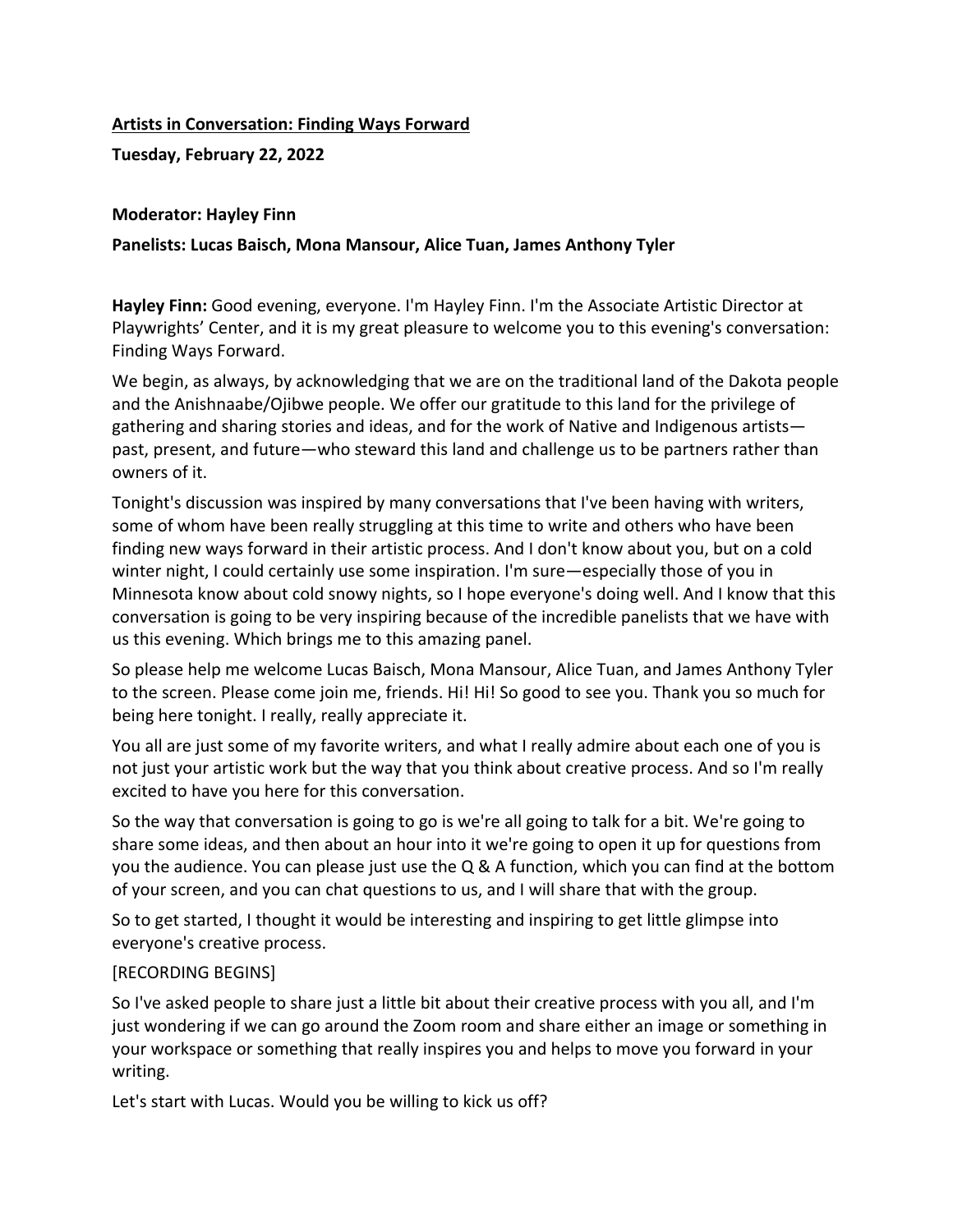**Artists in Conversation: Finding Ways Forward**

**Tuesday, February 22, 2022**

**Moderator: Hayley Finn**

**Panelists: Lucas Baisch, Mona Mansour, Alice Tuan, James Anthony Tyler**

**Hayley Finn:** Good evening, everyone. I'm Hayley Finn. I'm the Associate Artistic Director at Playwrights' Center, and it is my great pleasure to welcome you to this evening's conversation: Finding Ways Forward.

We begin, as always, by acknowledging that we are on the traditional land of the Dakota people and the Anishnaabe/Ojibwe people. We offer our gratitude to this land for the privilege of gathering and sharing stories and ideas, and for the work of Native and Indigenous artists—past, present, and future—who steward this land and challenge us to be partners rather than owners of it.

Tonight's discussion was inspired by many conversations that I've been having with writers, some of whom have been really struggling at this time to write and others who have been finding new ways forward in their artistic process. And I don't know about you, but on a cold winter night, I could certainly use some inspiration. I'm sure—especially those of you in Minnesota know about cold snowy nights, so I hope everyone's doing well. And I know that this conversation is going to be very inspiring because of the incredible panelists that we have with us this evening. Which brings me to this amazing panel.

So please help me welcome Lucas Baisch, Mona Mansour, Alice Tuan, and James Anthony Tyler to the screen. Please come join me, friends. Hi! Hi! So good to see you. Thank you so much for being here tonight. I really, really appreciate it.

You all are just some of my favorite writers, and what I really admire about each one of you is not just your artistic work but the way that you think about creative process. And so I'm really excited to have you here for this conversation.

So the way that conversation is going to go is we're all going to talk for a bit. We're going to share some ideas, and then about an hour into it we're going to open it up for questions from you the audience. You can please just use the Q & A function, which you can find at the bottom of your screen, and you can chat questions to us, and I will share that with the group.

So to get started, I thought it would be interesting and inspiring to get little glimpse into everyone's creative process.

[RECORDING BEGINS]

So I've asked people to share just a little bit about their creative process with you all, and I'm just wondering if we can go around the Zoom room and share either an image or something in your workspace or something that really inspires you and helps to move you forward in your writing.

Let's start with Lucas. Would you be willing to kick us off?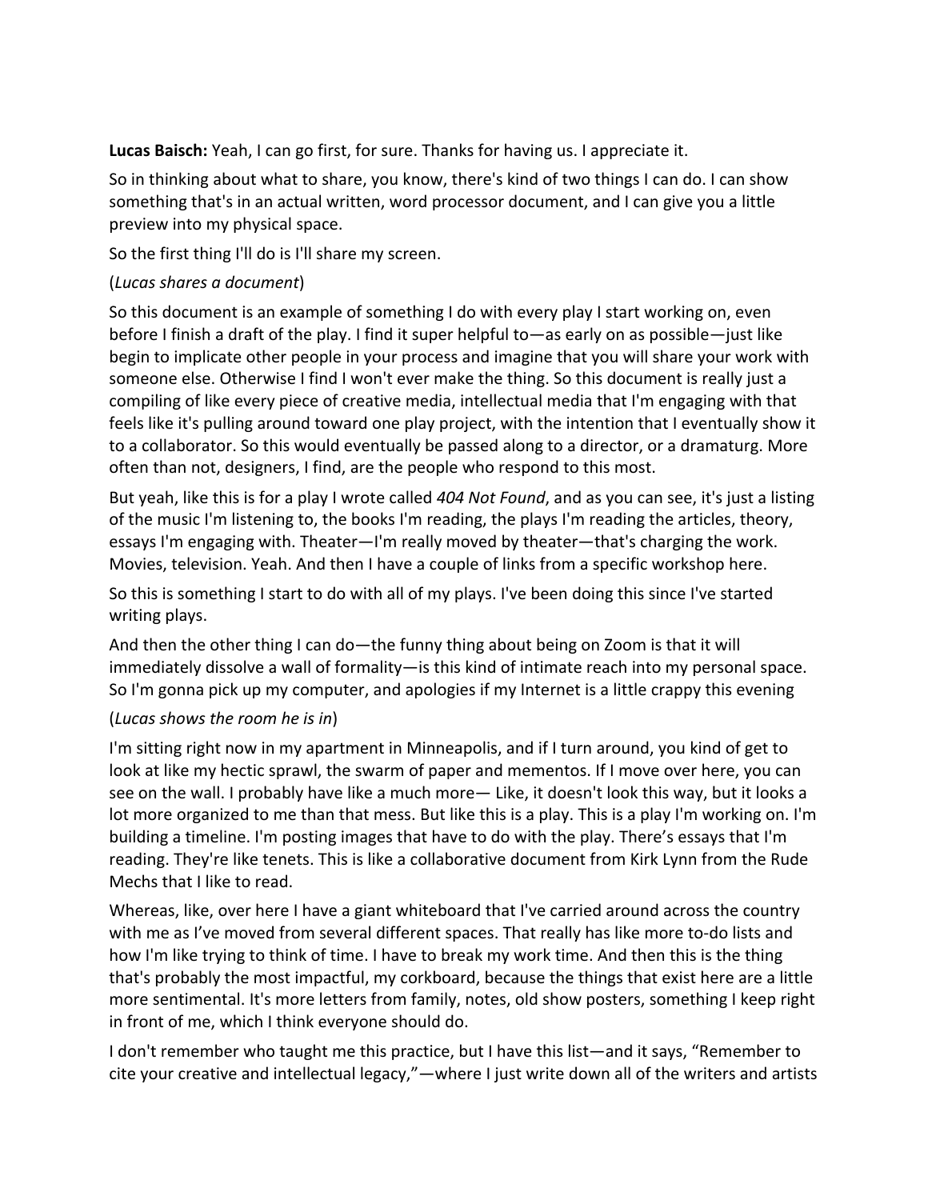**Lucas Baisch:** Yeah, I can go first, for sure. Thanks for having us. I appreciate it.

So in thinking about what to share, you know, there's kind of two things I can do. I can show something that's in an actual written, word processor document, and I can give you a little preview into my physical space.

So the first thing I'll do is I'll share my screen.

(*Lucas shares a document*)

So this document is an example of something I do with every play I start working on, even before I finish a draft of the play. I find it super helpful to—as early on as possible—just like begin to implicate other people in your process and imagine that you will share your work with someone else. Otherwise I find I won't ever make the thing. So this document is really just a compiling of like every piece of creative media, intellectual media that I'm engaging with that feels like it's pulling around toward one play project, with the intention that I eventually show it to a collaborator. So this would eventually be passed along to a director, or a dramaturg. More often than not, designers, I find, are the people who respond to this most.

But yeah, like this is for a play I wrote called *404 Not Found*, and as you can see, it's just a listing of the music I'm listening to, the books I'm reading, the plays I'm reading the articles, theory, essays I'm engaging with. Theater—I'm really moved by theater—that's charging the work. Movies, television. Yeah. And then I have a couple of links from a specific workshop here.

So this is something I start to do with all of my plays. I've been doing this since I've started writing plays.

And then the other thing I can do—the funny thing about being on Zoom is that it will immediately dissolve a wall of formality—is this kind of intimate reach into my personal space. So I'm gonna pick up my computer, and apologies if my Internet is a little crappy this evening

(*Lucas shows the room he is in*)

I'm sitting right now in my apartment in Minneapolis, and if I turn around, you kind of get to look at like my hectic sprawl, the swarm of paper and mementos. If I move over here, you can see on the wall. I probably have like a much more— Like, it doesn't look this way, but it looks a lot more organized to me than that mess. But like this is a play. This is a play I'm working on. I'm building a timeline. I'm posting images that have to do with the play. There's essays that I'm reading. They're like tenets. This is like a collaborative document from Kirk Lynn from the Rude Mechs that I like to read.

Whereas, like, over here I have a giant whiteboard that I've carried around across the country with me as I've moved from several different spaces. That really has like more to-do lists and how I'm like trying to think of time. I have to break my work time. And then this is the thing that's probably the most impactful, my corkboard, because the things that exist here are a little more sentimental. It's more letters from family, notes, old show posters, something I keep right in front of me, which I think everyone should do.

I don't remember who taught me this practice, but I have this list—and it says, "Remember to cite your creative and intellectual legacy,"—where I just write down all of the writers and artists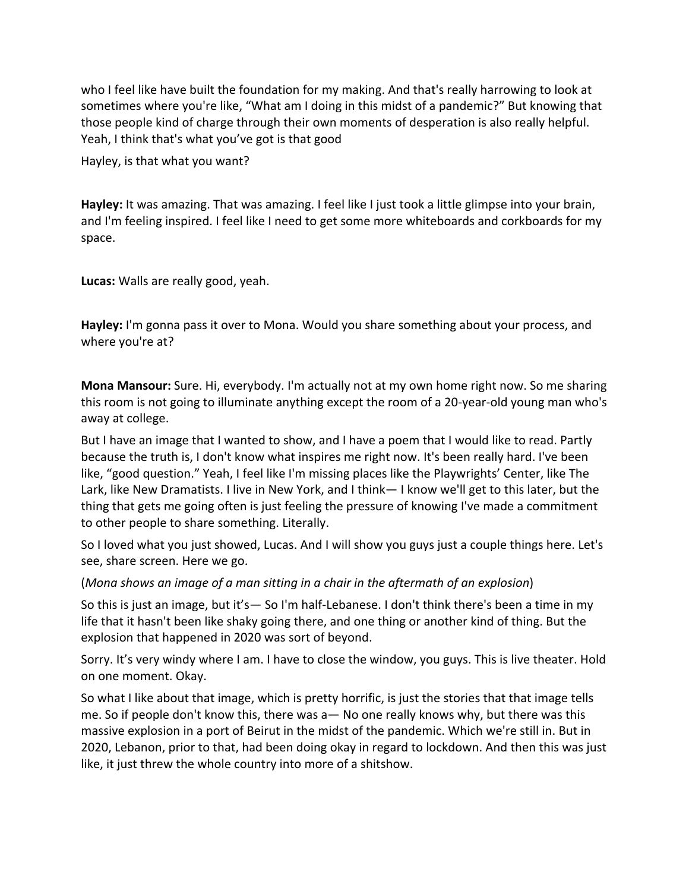who I feel like have built the foundation for my making. And that's really harrowing to look at sometimes where you're like, "What am I doing in this midst of a pandemic?" But knowing that those people kind of charge through their own moments of desperation is also really helpful. Yeah, I think that's what you've got is that good

Hayley, is that what you want?

**Hayley:** It was amazing. That was amazing. I feel like I just took a little glimpse into your brain, and I'm feeling inspired. I feel like I need to get some more whiteboards and corkboards for my space.

**Lucas:** Walls are really good, yeah.

**Hayley:** I'm gonna pass it over to Mona. Would you share something about your process, and where you're at?

**Mona Mansour:** Sure. Hi, everybody. I'm actually not at my own home right now. So me sharing this room is not going to illuminate anything except the room of a 20-year-old young man who's away at college.

But I have an image that I wanted to show, and I have a poem that I would like to read. Partly because the truth is, I don't know what inspires me right now. It's been really hard. I've been like, "good question." Yeah, I feel like I'm missing places like the Playwrights' Center, like The Lark, like New Dramatists. I live in New York, and I think— I know we'll get to this later, but the thing that gets me going often is just feeling the pressure of knowing I've made a commitment to other people to share something. Literally.

So I loved what you just showed, Lucas. And I will show you guys just a couple things here. Let's see, share screen. Here we go.

(*Mona shows an image of a man sitting in a chair in the aftermath of an explosion*)

So this is just an image, but it's— So I'm half-Lebanese. I don't think there's been a time in my life that it hasn't been like shaky going there, and one thing or another kind of thing. But the explosion that happened in 2020 was sort of beyond.

Sorry. It's very windy where I am. I have to close the window, you guys. This is live theater. Hold on one moment. Okay.

So what I like about that image, which is pretty horrific, is just the stories that that image tells me. So if people don't know this, there was a— No one really knows why, but there was this massive explosion in a port of Beirut in the midst of the pandemic. Which we're still in. But in 2020, Lebanon, prior to that, had been doing okay in regard to lockdown. And then this was just like, it just threw the whole country into more of a shitshow.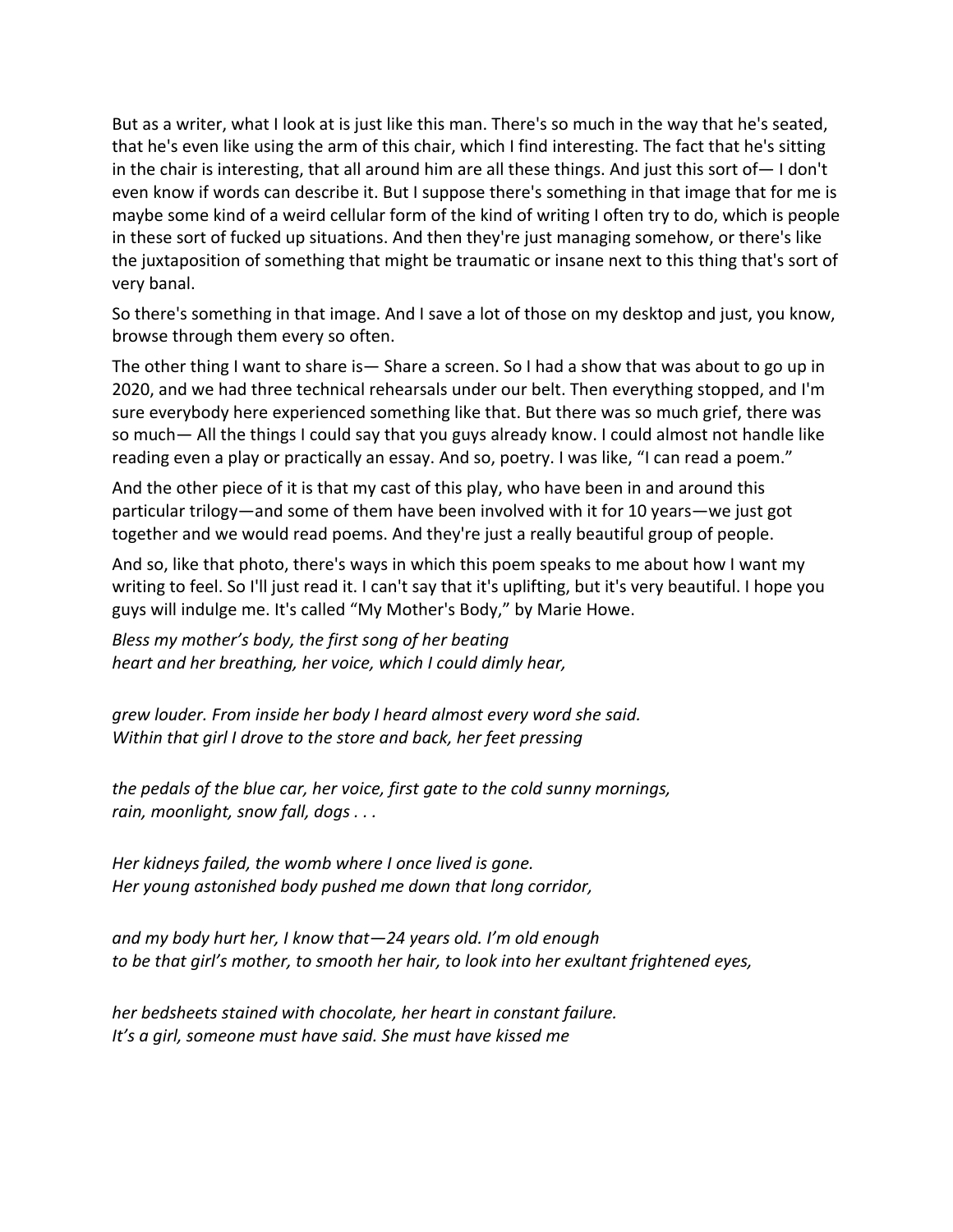But as a writer, what I look at is just like this man. There's so much in the way that he's seated, that he's even like using the arm of this chair, which I find interesting. The fact that he's sitting in the chair is interesting, that all around him are all these things. And just this sort of— I don't even know if words can describe it. But I suppose there's something in that image that for me is maybe some kind of a weird cellular form of the kind of writing I often try to do, which is people in these sort of fucked up situations. And then they're just managing somehow, or there's like the juxtaposition of something that might be traumatic or insane next to this thing that's sort of very banal.

So there's something in that image. And I save a lot of those on my desktop and just, you know, browse through them every so often.

The other thing I want to share is— Share a screen. So I had a show that was about to go up in 2020, and we had three technical rehearsals under our belt. Then everything stopped, and I'm sure everybody here experienced something like that. But there was so much grief, there was so much— All the things I could say that you guys already know. I could almost not handle like reading even a play or practically an essay. And so, poetry. I was like, "I can read a poem."

And the other piece of it is that my cast of this play, who have been in and around this particular trilogy—and some of them have been involved with it for 10 years—we just got together and we would read poems. And they're just a really beautiful group of people.

And so, like that photo, there's ways in which this poem speaks to me about how I want my writing to feel. So I'll just read it. I can't say that it's uplifting, but it's very beautiful. I hope you guys will indulge me. It's called "My Mother's Body," by Marie Howe.

*Bless my mother's body, the first song of her beating*
*heart and her breathing, her voice, which I could dimly hear,*

*grew louder. From inside her body I heard almost every word she said.*
*Within that girl I drove to the store and back, her feet pressing*

*the pedals of the blue car, her voice, first gate to the cold sunny mornings,*
*rain, moonlight, snow fall, dogs . . .*

*Her kidneys failed, the womb where I once lived is gone.*
*Her young astonished body pushed me down that long corridor,*

*and my body hurt her, I know that—24 years old. I'm old enough*
*to be that girl's mother, to smooth her hair, to look into her exultant frightened eyes,*

*her bedsheets stained with chocolate, her heart in constant failure.*
*It's a girl, someone must have said. She must have kissed me*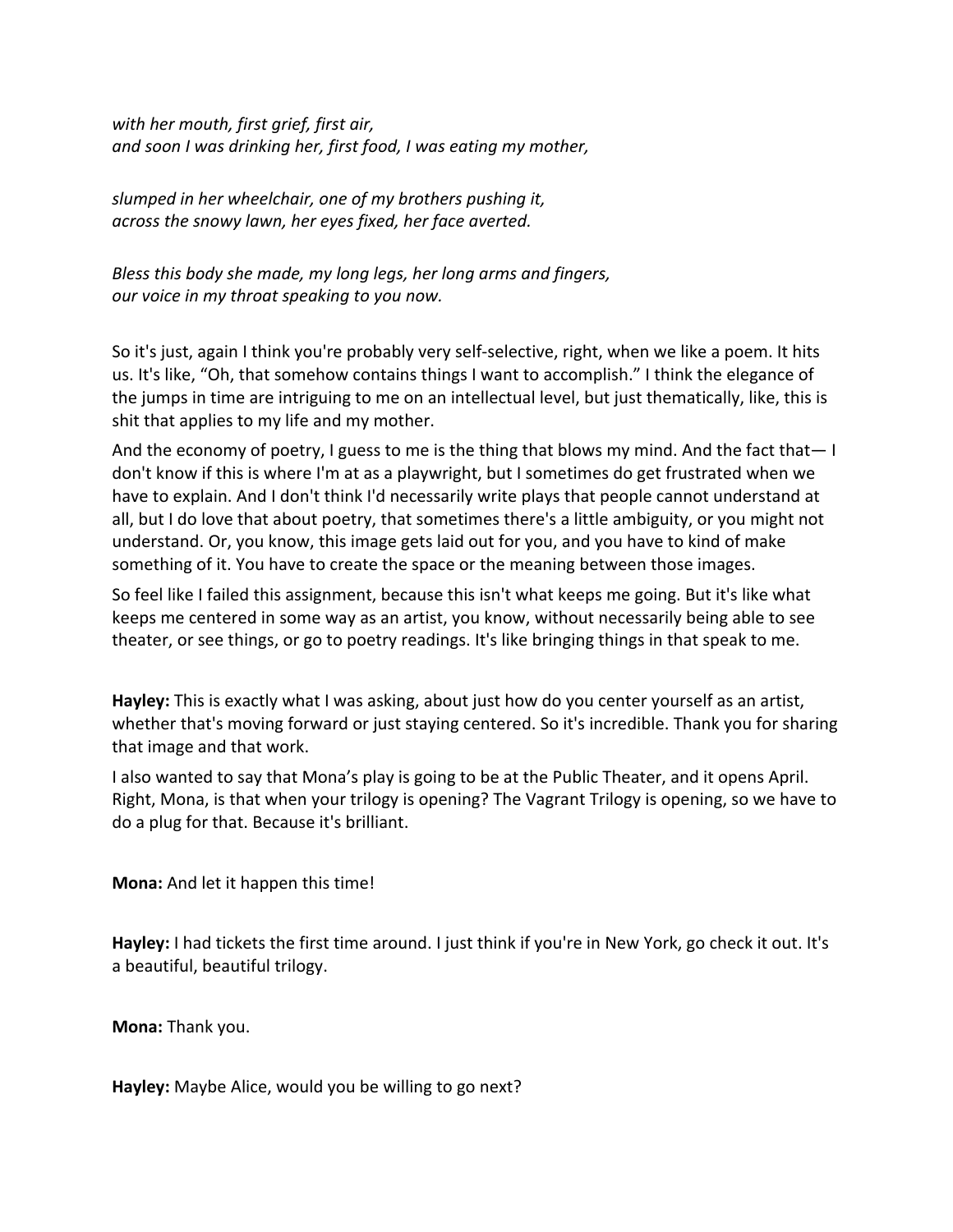*with her mouth, first grief, first air,*
*and soon I was drinking her, first food, I was eating my mother,*

*slumped in her wheelchair, one of my brothers pushing it,*
*across the snowy lawn, her eyes fixed, her face averted.*

*Bless this body she made, my long legs, her long arms and fingers,*
*our voice in my throat speaking to you now.*

So it's just, again I think you're probably very self-selective, right, when we like a poem. It hits us. It's like, "Oh, that somehow contains things I want to accomplish." I think the elegance of the jumps in time are intriguing to me on an intellectual level, but just thematically, like, this is shit that applies to my life and my mother.

And the economy of poetry, I guess to me is the thing that blows my mind. And the fact that— I don't know if this is where I'm at as a playwright, but I sometimes do get frustrated when we have to explain. And I don't think I'd necessarily write plays that people cannot understand at all, but I do love that about poetry, that sometimes there's a little ambiguity, or you might not understand. Or, you know, this image gets laid out for you, and you have to kind of make something of it. You have to create the space or the meaning between those images.

So feel like I failed this assignment, because this isn't what keeps me going. But it's like what keeps me centered in some way as an artist, you know, without necessarily being able to see theater, or see things, or go to poetry readings. It's like bringing things in that speak to me.

**Hayley:** This is exactly what I was asking, about just how do you center yourself as an artist, whether that's moving forward or just staying centered. So it's incredible. Thank you for sharing that image and that work.

I also wanted to say that Mona's play is going to be at the Public Theater, and it opens April. Right, Mona, is that when your trilogy is opening? The Vagrant Trilogy is opening, so we have to do a plug for that. Because it's brilliant.

**Mona:** And let it happen this time!

**Hayley:** I had tickets the first time around. I just think if you're in New York, go check it out. It's a beautiful, beautiful trilogy.

**Mona:** Thank you.

**Hayley:** Maybe Alice, would you be willing to go next?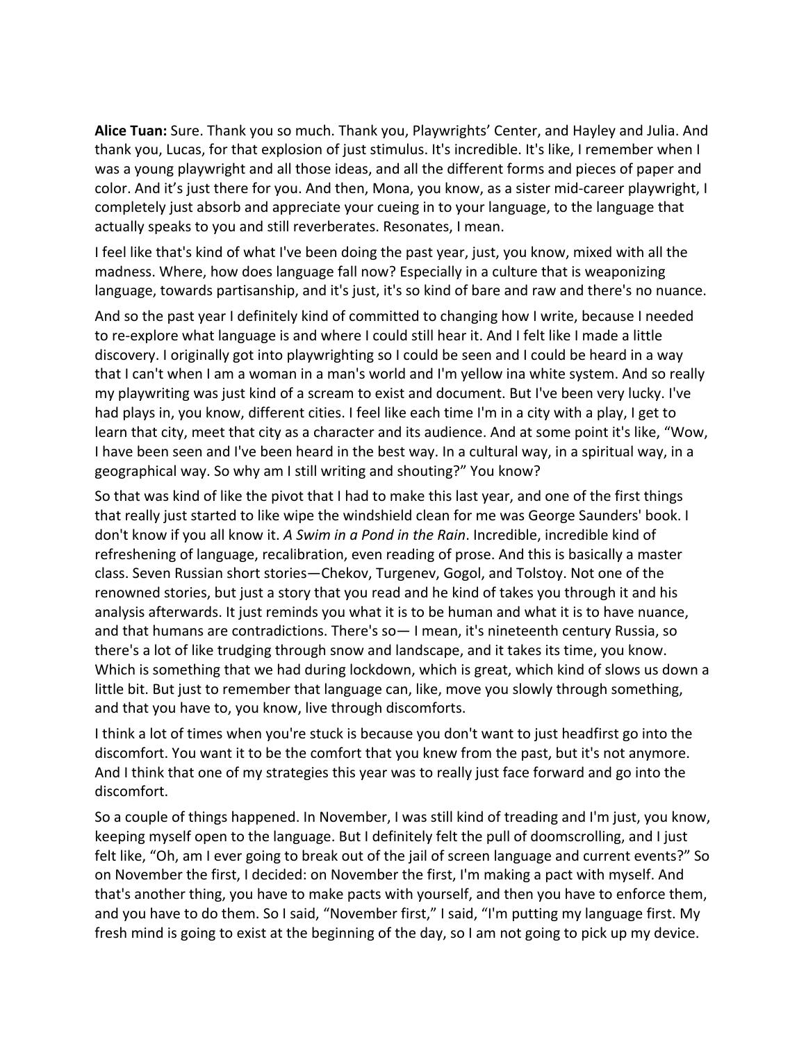**Alice Tuan:** Sure. Thank you so much. Thank you, Playwrights' Center, and Hayley and Julia. And thank you, Lucas, for that explosion of just stimulus. It's incredible. It's like, I remember when I was a young playwright and all those ideas, and all the different forms and pieces of paper and color. And it's just there for you. And then, Mona, you know, as a sister mid-career playwright, I completely just absorb and appreciate your cueing in to your language, to the language that actually speaks to you and still reverberates. Resonates, I mean.

I feel like that's kind of what I've been doing the past year, just, you know, mixed with all the madness. Where, how does language fall now? Especially in a culture that is weaponizing language, towards partisanship, and it's just, it's so kind of bare and raw and there's no nuance.

And so the past year I definitely kind of committed to changing how I write, because I needed to re-explore what language is and where I could still hear it. And I felt like I made a little discovery. I originally got into playwrighting so I could be seen and I could be heard in a way that I can't when I am a woman in a man's world and I'm yellow ina white system. And so really my playwriting was just kind of a scream to exist and document. But I've been very lucky. I've had plays in, you know, different cities. I feel like each time I'm in a city with a play, I get to learn that city, meet that city as a character and its audience. And at some point it's like, "Wow, I have been seen and I've been heard in the best way. In a cultural way, in a spiritual way, in a geographical way. So why am I still writing and shouting?" You know?

So that was kind of like the pivot that I had to make this last year, and one of the first things that really just started to like wipe the windshield clean for me was George Saunders' book. I don't know if you all know it. *A Swim in a Pond in the Rain*. Incredible, incredible kind of refreshening of language, recalibration, even reading of prose. And this is basically a master class. Seven Russian short stories—Chekov, Turgenev, Gogol, and Tolstoy. Not one of the renowned stories, but just a story that you read and he kind of takes you through it and his analysis afterwards. It just reminds you what it is to be human and what it is to have nuance, and that humans are contradictions. There's so— I mean, it's nineteenth century Russia, so there's a lot of like trudging through snow and landscape, and it takes its time, you know. Which is something that we had during lockdown, which is great, which kind of slows us down a little bit. But just to remember that language can, like, move you slowly through something, and that you have to, you know, live through discomforts.

I think a lot of times when you're stuck is because you don't want to just headfirst go into the discomfort. You want it to be the comfort that you knew from the past, but it's not anymore. And I think that one of my strategies this year was to really just face forward and go into the discomfort.

So a couple of things happened. In November, I was still kind of treading and I'm just, you know, keeping myself open to the language. But I definitely felt the pull of doomscrolling, and I just felt like, "Oh, am I ever going to break out of the jail of screen language and current events?" So on November the first, I decided: on November the first, I'm making a pact with myself. And that's another thing, you have to make pacts with yourself, and then you have to enforce them, and you have to do them. So I said, "November first," I said, "I'm putting my language first. My fresh mind is going to exist at the beginning of the day, so I am not going to pick up my device.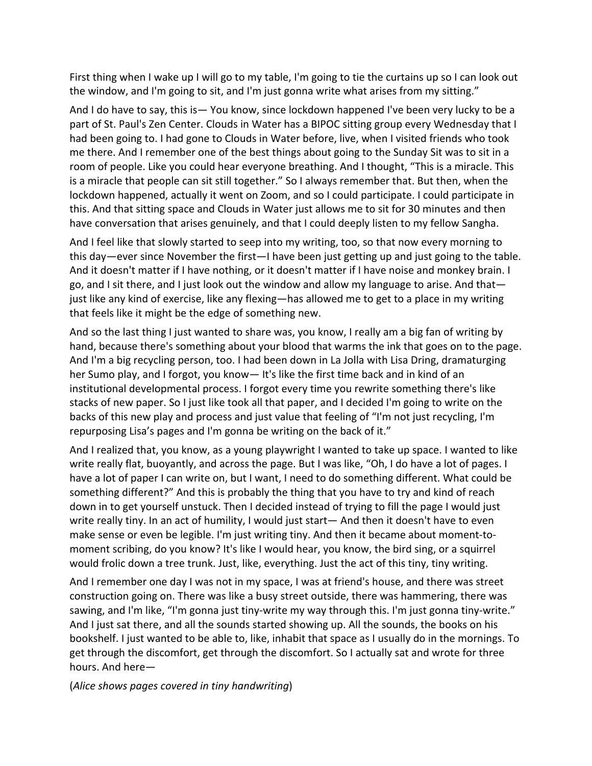First thing when I wake up I will go to my table, I'm going to tie the curtains up so I can look out the window, and I'm going to sit, and I'm just gonna write what arises from my sitting."

And I do have to say, this is— You know, since lockdown happened I've been very lucky to be a part of St. Paul's Zen Center. Clouds in Water has a BIPOC sitting group every Wednesday that I had been going to. I had gone to Clouds in Water before, live, when I visited friends who took me there. And I remember one of the best things about going to the Sunday Sit was to sit in a room of people. Like you could hear everyone breathing. And I thought, "This is a miracle. This is a miracle that people can sit still together." So I always remember that. But then, when the lockdown happened, actually it went on Zoom, and so I could participate. I could participate in this. And that sitting space and Clouds in Water just allows me to sit for 30 minutes and then have conversation that arises genuinely, and that I could deeply listen to my fellow Sangha.

And I feel like that slowly started to seep into my writing, too, so that now every morning to this day—ever since November the first—I have been just getting up and just going to the table. And it doesn't matter if I have nothing, or it doesn't matter if I have noise and monkey brain. I go, and I sit there, and I just look out the window and allow my language to arise. And that—just like any kind of exercise, like any flexing—has allowed me to get to a place in my writing that feels like it might be the edge of something new.

And so the last thing I just wanted to share was, you know, I really am a big fan of writing by hand, because there's something about your blood that warms the ink that goes on to the page. And I'm a big recycling person, too. I had been down in La Jolla with Lisa Dring, dramaturging her Sumo play, and I forgot, you know— It's like the first time back and in kind of an institutional developmental process. I forgot every time you rewrite something there's like stacks of new paper. So I just like took all that paper, and I decided I'm going to write on the backs of this new play and process and just value that feeling of "I'm not just recycling, I'm repurposing Lisa's pages and I'm gonna be writing on the back of it."

And I realized that, you know, as a young playwright I wanted to take up space. I wanted to like write really flat, buoyantly, and across the page. But I was like, "Oh, I do have a lot of pages. I have a lot of paper I can write on, but I want, I need to do something different. What could be something different?" And this is probably the thing that you have to try and kind of reach down in to get yourself unstuck. Then I decided instead of trying to fill the page I would just write really tiny. In an act of humility, I would just start— And then it doesn't have to even make sense or even be legible. I'm just writing tiny. And then it became about moment-to-moment scribing, do you know? It's like I would hear, you know, the bird sing, or a squirrel would frolic down a tree trunk. Just, like, everything. Just the act of this tiny, tiny writing.

And I remember one day I was not in my space, I was at friend's house, and there was street construction going on. There was like a busy street outside, there was hammering, there was sawing, and I'm like, "I'm gonna just tiny-write my way through this. I'm just gonna tiny-write." And I just sat there, and all the sounds started showing up. All the sounds, the books on his bookshelf. I just wanted to be able to, like, inhabit that space as I usually do in the mornings. To get through the discomfort, get through the discomfort. So I actually sat and wrote for three hours. And here—

(*Alice shows pages covered in tiny handwriting*)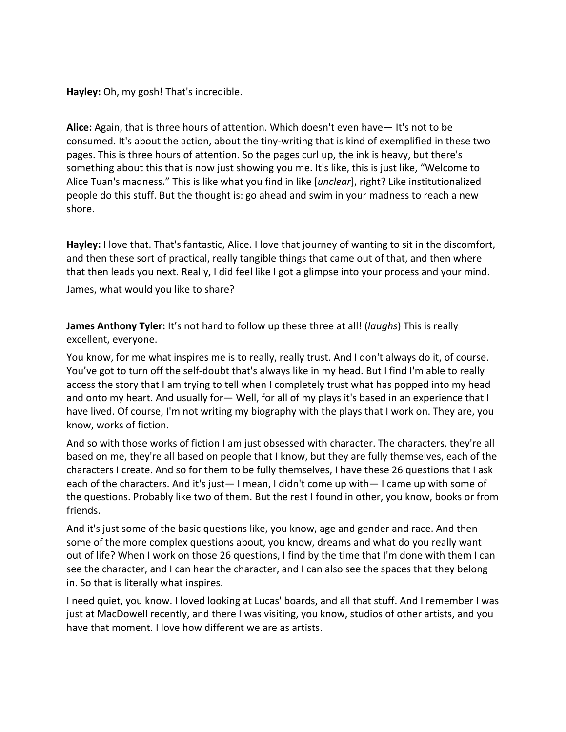**Hayley:** Oh, my gosh! That's incredible.

**Alice:** Again, that is three hours of attention. Which doesn't even have— It's not to be consumed. It's about the action, about the tiny-writing that is kind of exemplified in these two pages. This is three hours of attention. So the pages curl up, the ink is heavy, but there's something about this that is now just showing you me. It's like, this is just like, "Welcome to Alice Tuan's madness." This is like what you find in like [*unclear*], right? Like institutionalized people do this stuff. But the thought is: go ahead and swim in your madness to reach a new shore.

**Hayley:** I love that. That's fantastic, Alice. I love that journey of wanting to sit in the discomfort, and then these sort of practical, really tangible things that came out of that, and then where that then leads you next. Really, I did feel like I got a glimpse into your process and your mind.

James, what would you like to share?

**James Anthony Tyler:** It's not hard to follow up these three at all! (*laughs*) This is really excellent, everyone.

You know, for me what inspires me is to really, really trust. And I don't always do it, of course. You've got to turn off the self-doubt that's always like in my head. But I find I'm able to really access the story that I am trying to tell when I completely trust what has popped into my head and onto my heart. And usually for— Well, for all of my plays it's based in an experience that I have lived. Of course, I'm not writing my biography with the plays that I work on. They are, you know, works of fiction.

And so with those works of fiction I am just obsessed with character. The characters, they're all based on me, they're all based on people that I know, but they are fully themselves, each of the characters I create. And so for them to be fully themselves, I have these 26 questions that I ask each of the characters. And it's just— I mean, I didn't come up with— I came up with some of the questions. Probably like two of them. But the rest I found in other, you know, books or from friends.

And it's just some of the basic questions like, you know, age and gender and race. And then some of the more complex questions about, you know, dreams and what do you really want out of life? When I work on those 26 questions, I find by the time that I'm done with them I can see the character, and I can hear the character, and I can also see the spaces that they belong in. So that is literally what inspires.

I need quiet, you know. I loved looking at Lucas' boards, and all that stuff. And I remember I was just at MacDowell recently, and there I was visiting, you know, studios of other artists, and you have that moment. I love how different we are as artists.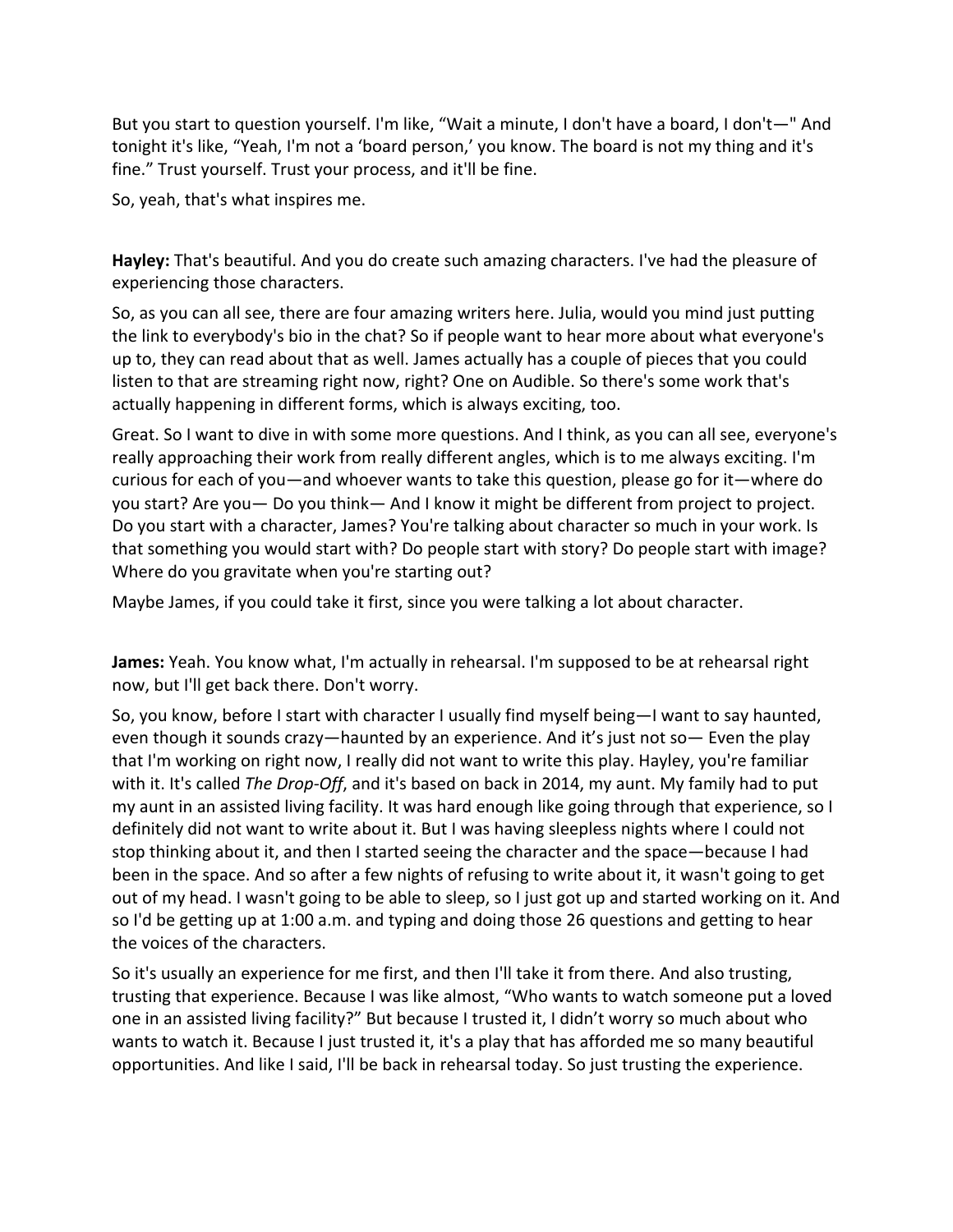But you start to question yourself. I'm like, "Wait a minute, I don't have a board, I don't—" And tonight it's like, "Yeah, I'm not a 'board person,' you know. The board is not my thing and it's fine." Trust yourself. Trust your process, and it'll be fine.

So, yeah, that's what inspires me.

**Hayley:** That's beautiful. And you do create such amazing characters. I've had the pleasure of experiencing those characters.

So, as you can all see, there are four amazing writers here. Julia, would you mind just putting the link to everybody's bio in the chat? So if people want to hear more about what everyone's up to, they can read about that as well. James actually has a couple of pieces that you could listen to that are streaming right now, right? One on Audible. So there's some work that's actually happening in different forms, which is always exciting, too.

Great. So I want to dive in with some more questions. And I think, as you can all see, everyone's really approaching their work from really different angles, which is to me always exciting. I'm curious for each of you—and whoever wants to take this question, please go for it—where do you start? Are you— Do you think— And I know it might be different from project to project. Do you start with a character, James? You're talking about character so much in your work. Is that something you would start with? Do people start with story? Do people start with image? Where do you gravitate when you're starting out?

Maybe James, if you could take it first, since you were talking a lot about character.

**James:** Yeah. You know what, I'm actually in rehearsal. I'm supposed to be at rehearsal right now, but I'll get back there. Don't worry.

So, you know, before I start with character I usually find myself being—I want to say haunted, even though it sounds crazy—haunted by an experience. And it's just not so— Even the play that I'm working on right now, I really did not want to write this play. Hayley, you're familiar with it. It's called *The Drop-Off*, and it's based on back in 2014, my aunt. My family had to put my aunt in an assisted living facility. It was hard enough like going through that experience, so I definitely did not want to write about it. But I was having sleepless nights where I could not stop thinking about it, and then I started seeing the character and the space—because I had been in the space. And so after a few nights of refusing to write about it, it wasn't going to get out of my head. I wasn't going to be able to sleep, so I just got up and started working on it. And so I'd be getting up at 1:00 a.m. and typing and doing those 26 questions and getting to hear the voices of the characters.

So it's usually an experience for me first, and then I'll take it from there. And also trusting, trusting that experience. Because I was like almost, "Who wants to watch someone put a loved one in an assisted living facility?" But because I trusted it, I didn't worry so much about who wants to watch it. Because I just trusted it, it's a play that has afforded me so many beautiful opportunities. And like I said, I'll be back in rehearsal today. So just trusting the experience.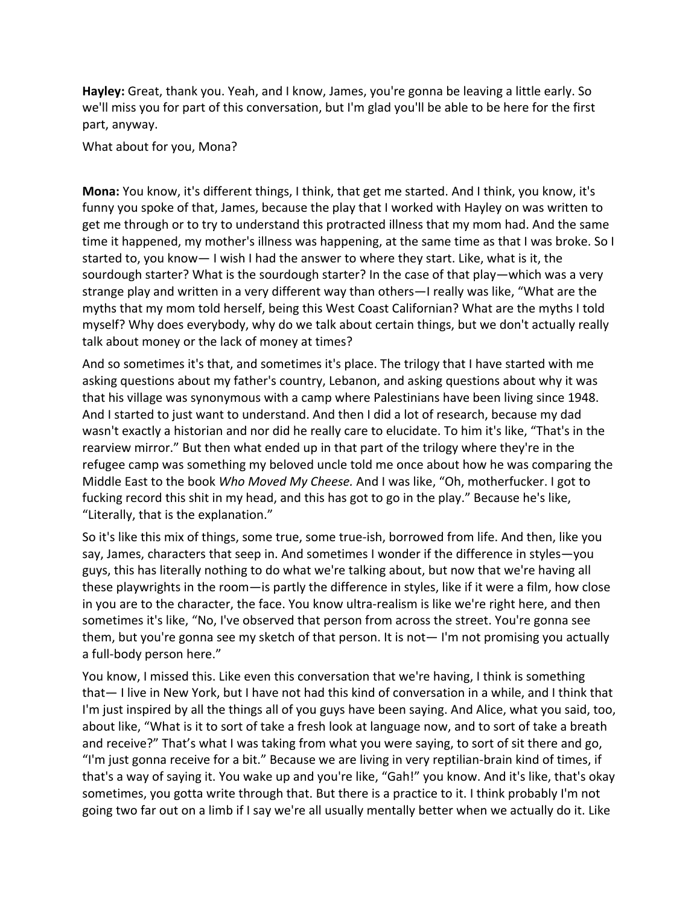**Hayley:** Great, thank you. Yeah, and I know, James, you're gonna be leaving a little early. So we'll miss you for part of this conversation, but I'm glad you'll be able to be here for the first part, anyway.

What about for you, Mona?

**Mona:** You know, it's different things, I think, that get me started. And I think, you know, it's funny you spoke of that, James, because the play that I worked with Hayley on was written to get me through or to try to understand this protracted illness that my mom had. And the same time it happened, my mother's illness was happening, at the same time as that I was broke. So I started to, you know— I wish I had the answer to where they start. Like, what is it, the sourdough starter? What is the sourdough starter? In the case of that play—which was a very strange play and written in a very different way than others—I really was like, "What are the myths that my mom told herself, being this West Coast Californian? What are the myths I told myself? Why does everybody, why do we talk about certain things, but we don't actually really talk about money or the lack of money at times?

And so sometimes it's that, and sometimes it's place. The trilogy that I have started with me asking questions about my father's country, Lebanon, and asking questions about why it was that his village was synonymous with a camp where Palestinians have been living since 1948. And I started to just want to understand. And then I did a lot of research, because my dad wasn't exactly a historian and nor did he really care to elucidate. To him it's like, "That's in the rearview mirror." But then what ended up in that part of the trilogy where they're in the refugee camp was something my beloved uncle told me once about how he was comparing the Middle East to the book *Who Moved My Cheese.* And I was like, "Oh, motherfucker. I got to fucking record this shit in my head, and this has got to go in the play." Because he's like, "Literally, that is the explanation."

So it's like this mix of things, some true, some true-ish, borrowed from life. And then, like you say, James, characters that seep in. And sometimes I wonder if the difference in styles—you guys, this has literally nothing to do what we're talking about, but now that we're having all these playwrights in the room—is partly the difference in styles, like if it were a film, how close in you are to the character, the face. You know ultra-realism is like we're right here, and then sometimes it's like, "No, I've observed that person from across the street. You're gonna see them, but you're gonna see my sketch of that person. It is not— I'm not promising you actually a full-body person here."

You know, I missed this. Like even this conversation that we're having, I think is something that— I live in New York, but I have not had this kind of conversation in a while, and I think that I'm just inspired by all the things all of you guys have been saying. And Alice, what you said, too, about like, "What is it to sort of take a fresh look at language now, and to sort of take a breath and receive?" That's what I was taking from what you were saying, to sort of sit there and go, "I'm just gonna receive for a bit." Because we are living in very reptilian-brain kind of times, if that's a way of saying it. You wake up and you're like, "Gah!" you know. And it's like, that's okay sometimes, you gotta write through that. But there is a practice to it. I think probably I'm not going two far out on a limb if I say we're all usually mentally better when we actually do it. Like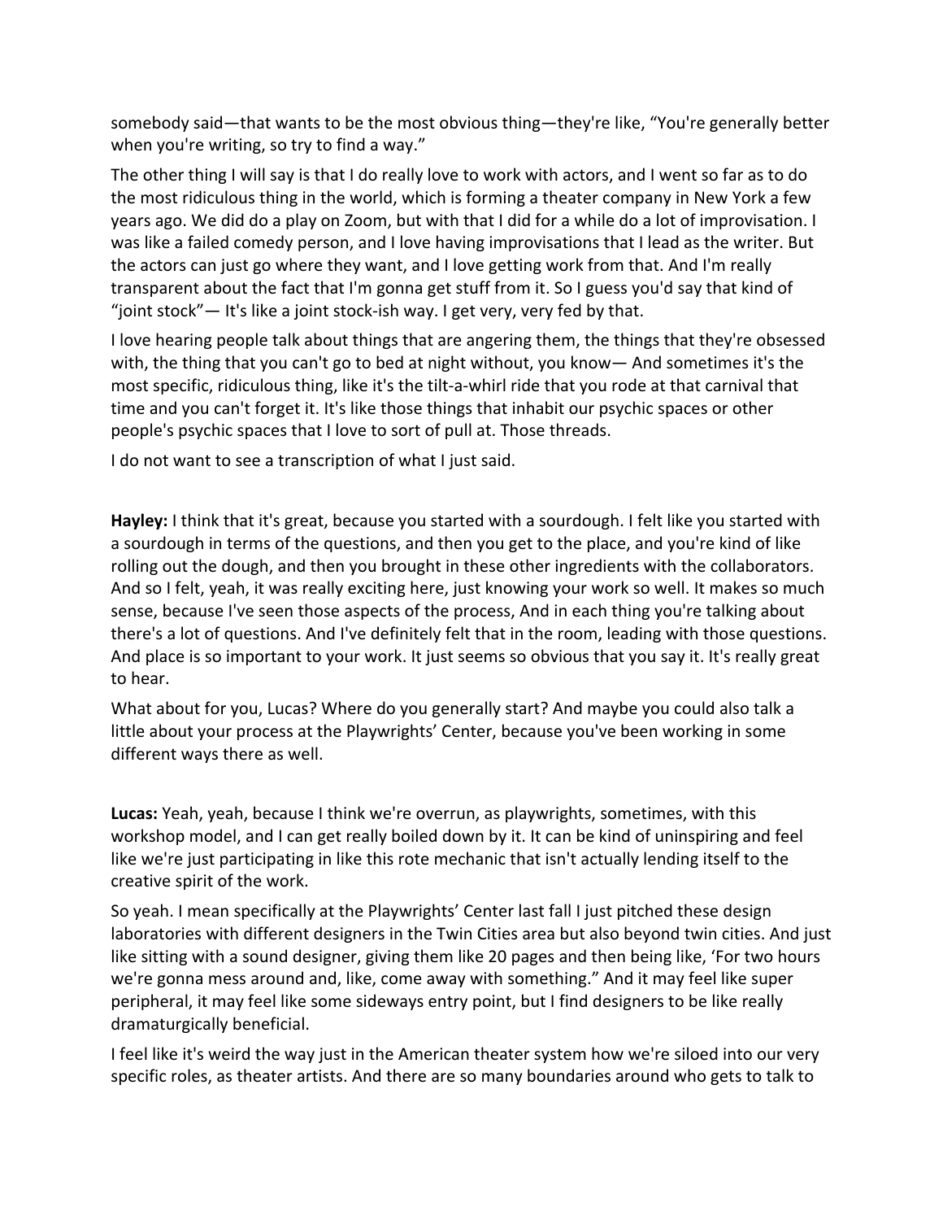somebody said—that wants to be the most obvious thing—they're like, "You're generally better when you're writing, so try to find a way."

The other thing I will say is that I do really love to work with actors, and I went so far as to do the most ridiculous thing in the world, which is forming a theater company in New York a few years ago. We did do a play on Zoom, but with that I did for a while do a lot of improvisation. I was like a failed comedy person, and I love having improvisations that I lead as the writer. But the actors can just go where they want, and I love getting work from that. And I'm really transparent about the fact that I'm gonna get stuff from it. So I guess you'd say that kind of "joint stock"— It's like a joint stock-ish way. I get very, very fed by that.

I love hearing people talk about things that are angering them, the things that they're obsessed with, the thing that you can't go to bed at night without, you know— And sometimes it's the most specific, ridiculous thing, like it's the tilt-a-whirl ride that you rode at that carnival that time and you can't forget it. It's like those things that inhabit our psychic spaces or other people's psychic spaces that I love to sort of pull at. Those threads.

I do not want to see a transcription of what I just said.

**Hayley:** I think that it's great, because you started with a sourdough. I felt like you started with a sourdough in terms of the questions, and then you get to the place, and you're kind of like rolling out the dough, and then you brought in these other ingredients with the collaborators. And so I felt, yeah, it was really exciting here, just knowing your work so well. It makes so much sense, because I've seen those aspects of the process, And in each thing you're talking about there's a lot of questions. And I've definitely felt that in the room, leading with those questions. And place is so important to your work. It just seems so obvious that you say it. It's really great to hear.

What about for you, Lucas? Where do you generally start? And maybe you could also talk a little about your process at the Playwrights' Center, because you've been working in some different ways there as well.

**Lucas:** Yeah, yeah, because I think we're overrun, as playwrights, sometimes, with this workshop model, and I can get really boiled down by it. It can be kind of uninspiring and feel like we're just participating in like this rote mechanic that isn't actually lending itself to the creative spirit of the work.

So yeah. I mean specifically at the Playwrights' Center last fall I just pitched these design laboratories with different designers in the Twin Cities area but also beyond twin cities. And just like sitting with a sound designer, giving them like 20 pages and then being like, 'For two hours we're gonna mess around and, like, come away with something." And it may feel like super peripheral, it may feel like some sideways entry point, but I find designers to be like really dramaturgically beneficial.

I feel like it's weird the way just in the American theater system how we're siloed into our very specific roles, as theater artists. And there are so many boundaries around who gets to talk to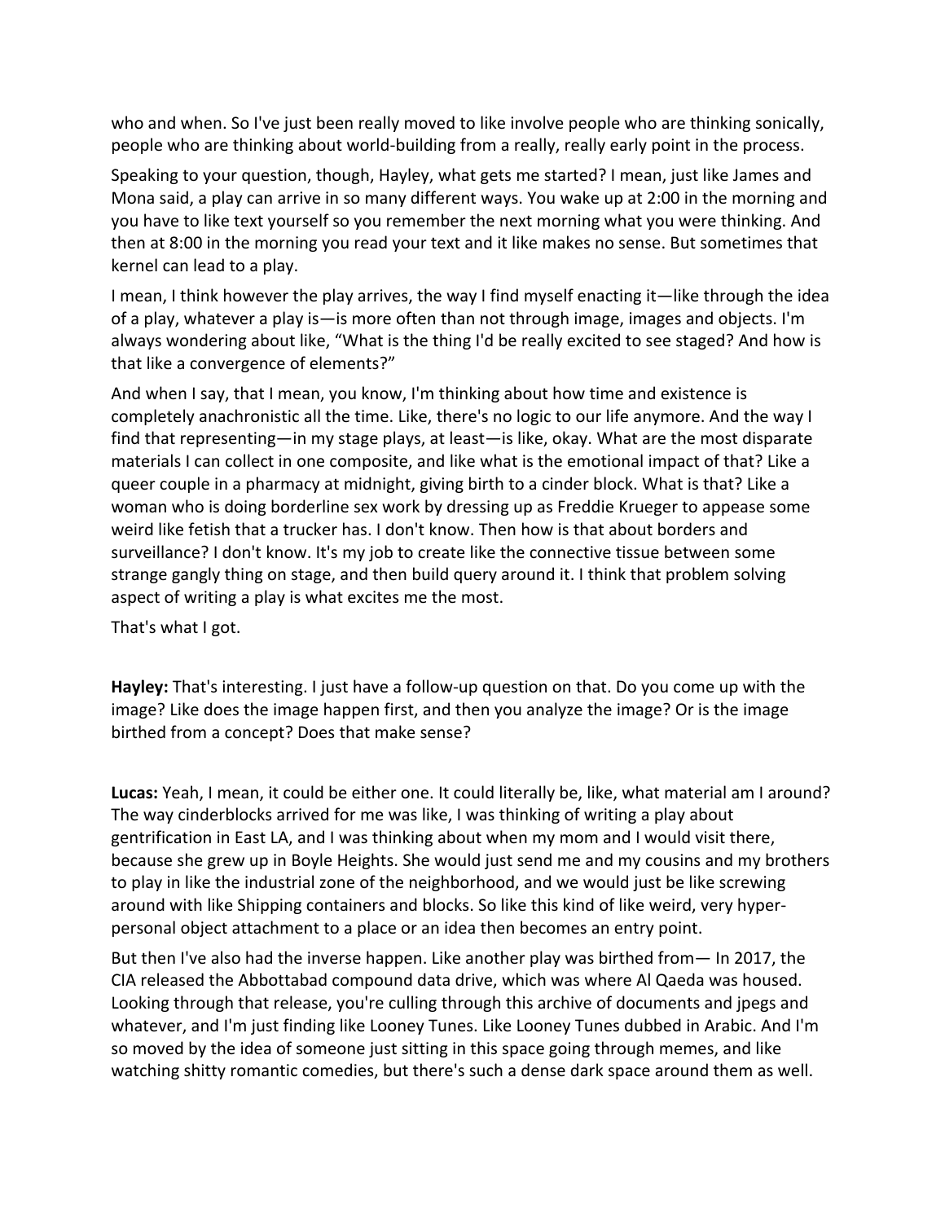who and when. So I've just been really moved to like involve people who are thinking sonically, people who are thinking about world-building from a really, really early point in the process.

Speaking to your question, though, Hayley, what gets me started? I mean, just like James and Mona said, a play can arrive in so many different ways. You wake up at 2:00 in the morning and you have to like text yourself so you remember the next morning what you were thinking. And then at 8:00 in the morning you read your text and it like makes no sense. But sometimes that kernel can lead to a play.

I mean, I think however the play arrives, the way I find myself enacting it—like through the idea of a play, whatever a play is—is more often than not through image, images and objects. I'm always wondering about like, "What is the thing I'd be really excited to see staged? And how is that like a convergence of elements?"

And when I say, that I mean, you know, I'm thinking about how time and existence is completely anachronistic all the time. Like, there's no logic to our life anymore. And the way I find that representing—in my stage plays, at least—is like, okay. What are the most disparate materials I can collect in one composite, and like what is the emotional impact of that? Like a queer couple in a pharmacy at midnight, giving birth to a cinder block. What is that? Like a woman who is doing borderline sex work by dressing up as Freddie Krueger to appease some weird like fetish that a trucker has. I don't know. Then how is that about borders and surveillance? I don't know. It's my job to create like the connective tissue between some strange gangly thing on stage, and then build query around it. I think that problem solving aspect of writing a play is what excites me the most.

That's what I got.

**Hayley:** That's interesting. I just have a follow-up question on that. Do you come up with the image? Like does the image happen first, and then you analyze the image? Or is the image birthed from a concept? Does that make sense?

**Lucas:** Yeah, I mean, it could be either one. It could literally be, like, what material am I around? The way cinderblocks arrived for me was like, I was thinking of writing a play about gentrification in East LA, and I was thinking about when my mom and I would visit there, because she grew up in Boyle Heights. She would just send me and my cousins and my brothers to play in like the industrial zone of the neighborhood, and we would just be like screwing around with like Shipping containers and blocks. So like this kind of like weird, very hyper-personal object attachment to a place or an idea then becomes an entry point.

But then I've also had the inverse happen. Like another play was birthed from— In 2017, the CIA released the Abbottabad compound data drive, which was where Al Qaeda was housed. Looking through that release, you're culling through this archive of documents and jpegs and whatever, and I'm just finding like Looney Tunes. Like Looney Tunes dubbed in Arabic. And I'm so moved by the idea of someone just sitting in this space going through memes, and like watching shitty romantic comedies, but there's such a dense dark space around them as well.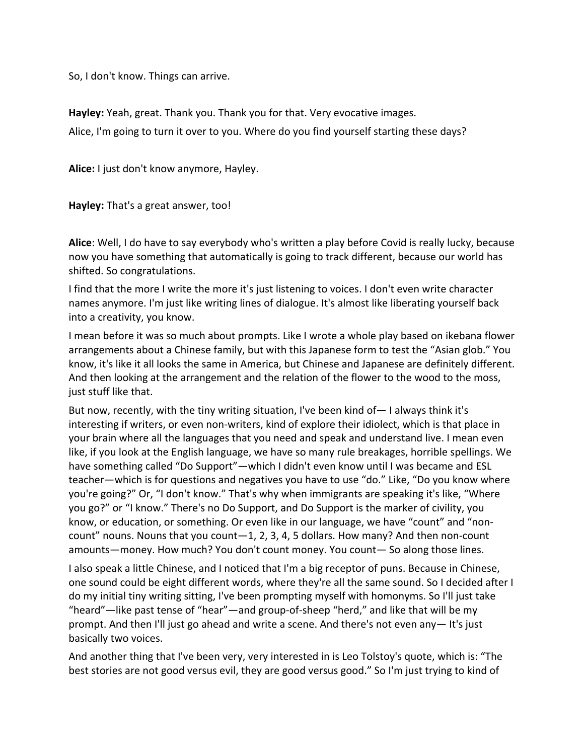So, I don't know. Things can arrive.

**Hayley:** Yeah, great. Thank you. Thank you for that. Very evocative images.

Alice, I'm going to turn it over to you. Where do you find yourself starting these days?

**Alice:** I just don't know anymore, Hayley.

**Hayley:** That's a great answer, too!

**Alice**: Well, I do have to say everybody who's written a play before Covid is really lucky, because now you have something that automatically is going to track different, because our world has shifted. So congratulations.

I find that the more I write the more it's just listening to voices. I don't even write character names anymore. I'm just like writing lines of dialogue. It's almost like liberating yourself back into a creativity, you know.

I mean before it was so much about prompts. Like I wrote a whole play based on ikebana flower arrangements about a Chinese family, but with this Japanese form to test the "Asian glob." You know, it's like it all looks the same in America, but Chinese and Japanese are definitely different. And then looking at the arrangement and the relation of the flower to the wood to the moss, just stuff like that.

But now, recently, with the tiny writing situation, I've been kind of— I always think it's interesting if writers, or even non-writers, kind of explore their idiolect, which is that place in your brain where all the languages that you need and speak and understand live. I mean even like, if you look at the English language, we have so many rule breakages, horrible spellings. We have something called "Do Support"—which I didn't even know until I was became and ESL teacher—which is for questions and negatives you have to use "do." Like, "Do you know where you're going?" Or, "I don't know." That's why when immigrants are speaking it's like, "Where you go?" or "I know." There's no Do Support, and Do Support is the marker of civility, you know, or education, or something. Or even like in our language, we have "count" and "non-count" nouns. Nouns that you count—1, 2, 3, 4, 5 dollars. How many? And then non-count amounts—money. How much? You don't count money. You count— So along those lines.

I also speak a little Chinese, and I noticed that I'm a big receptor of puns. Because in Chinese, one sound could be eight different words, where they're all the same sound. So I decided after I do my initial tiny writing sitting, I've been prompting myself with homonyms. So I'll just take "heard"—like past tense of "hear"—and group-of-sheep "herd," and like that will be my prompt. And then I'll just go ahead and write a scene. And there's not even any— It's just basically two voices.

And another thing that I've been very, very interested in is Leo Tolstoy's quote, which is: "The best stories are not good versus evil, they are good versus good." So I'm just trying to kind of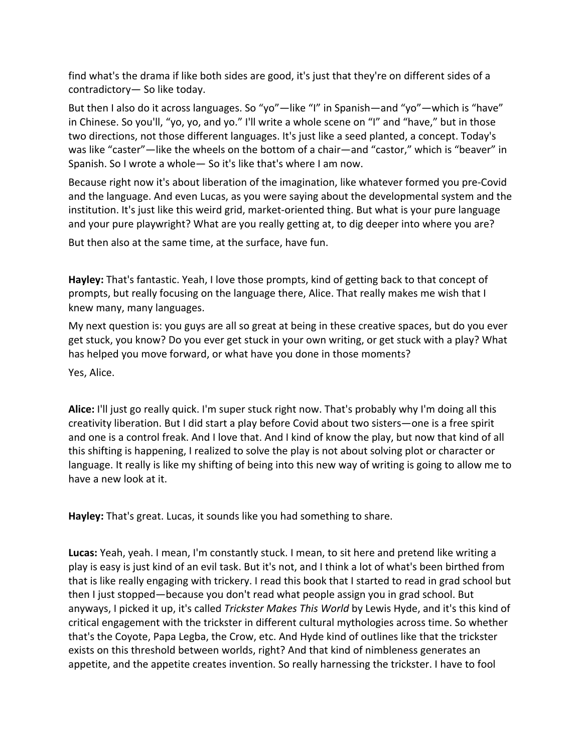find what's the drama if like both sides are good, it's just that they're on different sides of a contradictory— So like today.

But then I also do it across languages. So "yo"—like "I" in Spanish—and "yo"—which is "have" in Chinese. So you'll, "yo, yo, and yo." I'll write a whole scene on "I" and "have," but in those two directions, not those different languages. It's just like a seed planted, a concept. Today's was like "caster"—like the wheels on the bottom of a chair—and "castor," which is "beaver" in Spanish. So I wrote a whole— So it's like that's where I am now.

Because right now it's about liberation of the imagination, like whatever formed you pre-Covid and the language. And even Lucas, as you were saying about the developmental system and the institution. It's just like this weird grid, market-oriented thing. But what is your pure language and your pure playwright? What are you really getting at, to dig deeper into where you are?

But then also at the same time, at the surface, have fun.

**Hayley:** That's fantastic. Yeah, I love those prompts, kind of getting back to that concept of prompts, but really focusing on the language there, Alice. That really makes me wish that I knew many, many languages.

My next question is: you guys are all so great at being in these creative spaces, but do you ever get stuck, you know? Do you ever get stuck in your own writing, or get stuck with a play? What has helped you move forward, or what have you done in those moments?

Yes, Alice.

**Alice:** I'll just go really quick. I'm super stuck right now. That's probably why I'm doing all this creativity liberation. But I did start a play before Covid about two sisters—one is a free spirit and one is a control freak. And I love that. And I kind of know the play, but now that kind of all this shifting is happening, I realized to solve the play is not about solving plot or character or language. It really is like my shifting of being into this new way of writing is going to allow me to have a new look at it.

**Hayley:** That's great. Lucas, it sounds like you had something to share.

**Lucas:** Yeah, yeah. I mean, I'm constantly stuck. I mean, to sit here and pretend like writing a play is easy is just kind of an evil task. But it's not, and I think a lot of what's been birthed from that is like really engaging with trickery. I read this book that I started to read in grad school but then I just stopped—because you don't read what people assign you in grad school. But anyways, I picked it up, it's called *Trickster Makes This World* by Lewis Hyde, and it's this kind of critical engagement with the trickster in different cultural mythologies across time. So whether that's the Coyote, Papa Legba, the Crow, etc. And Hyde kind of outlines like that the trickster exists on this threshold between worlds, right? And that kind of nimbleness generates an appetite, and the appetite creates invention. So really harnessing the trickster. I have to fool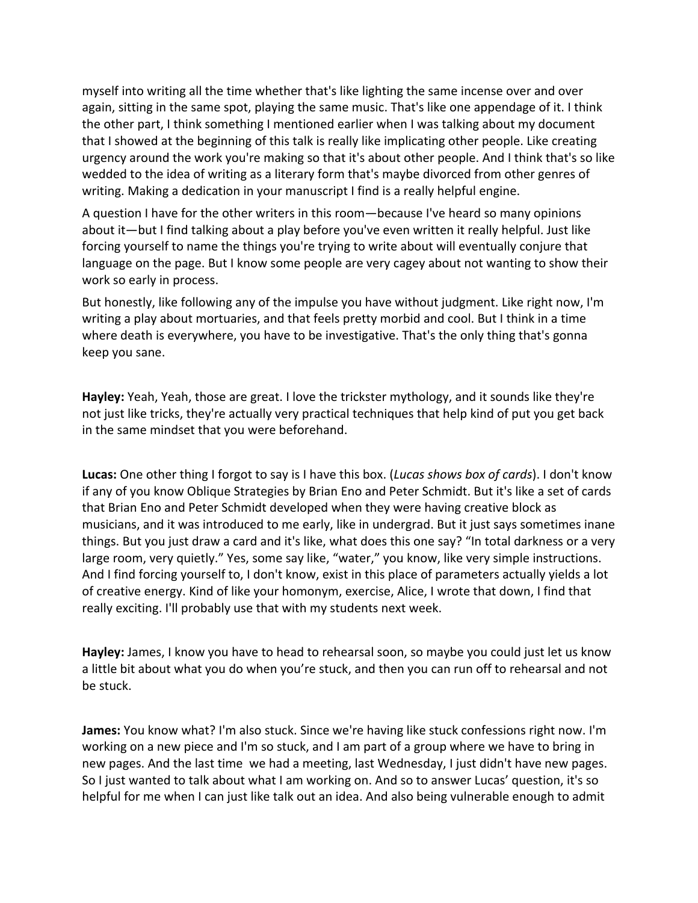myself into writing all the time whether that's like lighting the same incense over and over again, sitting in the same spot, playing the same music. That's like one appendage of it. I think the other part, I think something I mentioned earlier when I was talking about my document that I showed at the beginning of this talk is really like implicating other people. Like creating urgency around the work you're making so that it's about other people. And I think that's so like wedded to the idea of writing as a literary form that's maybe divorced from other genres of writing. Making a dedication in your manuscript I find is a really helpful engine.

A question I have for the other writers in this room—because I've heard so many opinions about it—but I find talking about a play before you've even written it really helpful. Just like forcing yourself to name the things you're trying to write about will eventually conjure that language on the page. But I know some people are very cagey about not wanting to show their work so early in process.

But honestly, like following any of the impulse you have without judgment. Like right now, I'm writing a play about mortuaries, and that feels pretty morbid and cool. But I think in a time where death is everywhere, you have to be investigative. That's the only thing that's gonna keep you sane.

**Hayley:** Yeah, Yeah, those are great. I love the trickster mythology, and it sounds like they're not just like tricks, they're actually very practical techniques that help kind of put you get back in the same mindset that you were beforehand.

**Lucas:** One other thing I forgot to say is I have this box. (*Lucas shows box of cards*). I don't know if any of you know Oblique Strategies by Brian Eno and Peter Schmidt. But it's like a set of cards that Brian Eno and Peter Schmidt developed when they were having creative block as musicians, and it was introduced to me early, like in undergrad. But it just says sometimes inane things. But you just draw a card and it's like, what does this one say? "In total darkness or a very large room, very quietly." Yes, some say like, "water," you know, like very simple instructions. And I find forcing yourself to, I don't know, exist in this place of parameters actually yields a lot of creative energy. Kind of like your homonym, exercise, Alice, I wrote that down, I find that really exciting. I'll probably use that with my students next week.

**Hayley:** James, I know you have to head to rehearsal soon, so maybe you could just let us know a little bit about what you do when you're stuck, and then you can run off to rehearsal and not be stuck.

**James:** You know what? I'm also stuck. Since we're having like stuck confessions right now. I'm working on a new piece and I'm so stuck, and I am part of a group where we have to bring in new pages. And the last time we had a meeting, last Wednesday, I just didn't have new pages. So I just wanted to talk about what I am working on. And so to answer Lucas' question, it's so helpful for me when I can just like talk out an idea. And also being vulnerable enough to admit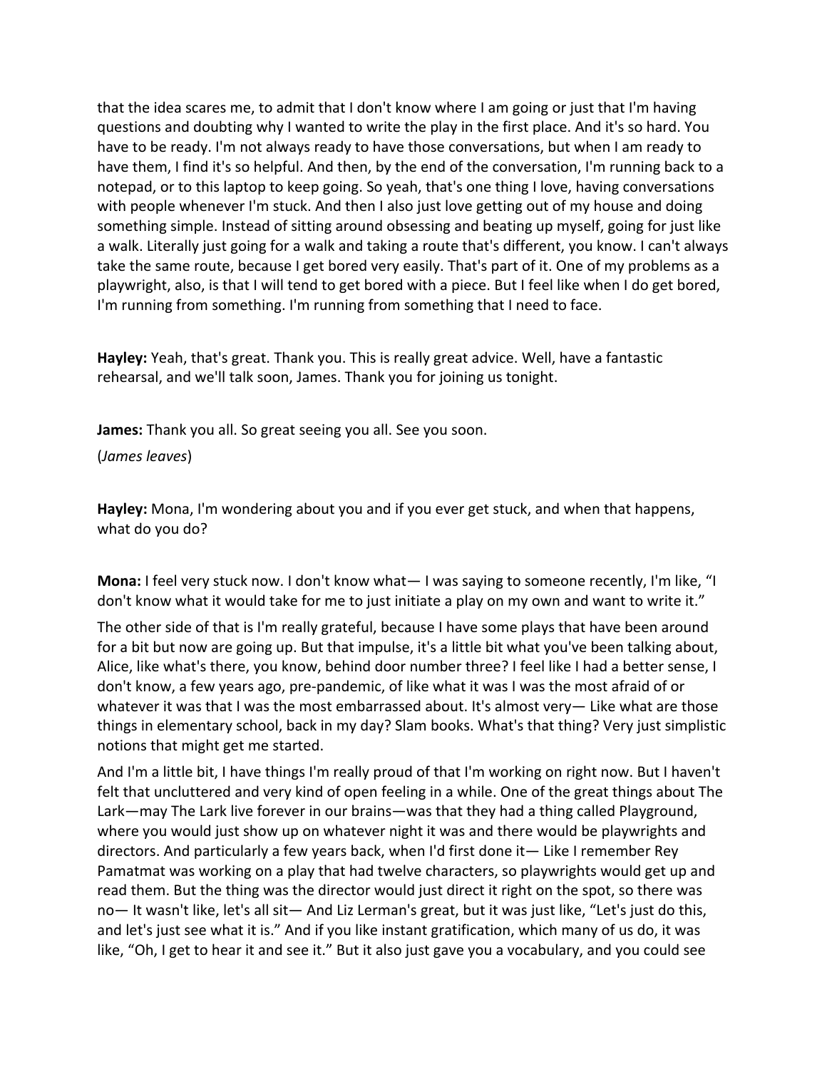that the idea scares me, to admit that I don't know where I am going or just that I'm having questions and doubting why I wanted to write the play in the first place. And it's so hard. You have to be ready. I'm not always ready to have those conversations, but when I am ready to have them, I find it's so helpful. And then, by the end of the conversation, I'm running back to a notepad, or to this laptop to keep going. So yeah, that's one thing I love, having conversations with people whenever I'm stuck. And then I also just love getting out of my house and doing something simple. Instead of sitting around obsessing and beating up myself, going for just like a walk. Literally just going for a walk and taking a route that's different, you know. I can't always take the same route, because I get bored very easily. That's part of it. One of my problems as a playwright, also, is that I will tend to get bored with a piece. But I feel like when I do get bored, I'm running from something. I'm running from something that I need to face.

**Hayley:** Yeah, that's great. Thank you. This is really great advice. Well, have a fantastic rehearsal, and we'll talk soon, James. Thank you for joining us tonight.

**James:** Thank you all. So great seeing you all. See you soon.

(*James leaves*)

**Hayley:** Mona, I'm wondering about you and if you ever get stuck, and when that happens, what do you do?

**Mona:** I feel very stuck now. I don't know what— I was saying to someone recently, I'm like, "I don't know what it would take for me to just initiate a play on my own and want to write it."

The other side of that is I'm really grateful, because I have some plays that have been around for a bit but now are going up. But that impulse, it's a little bit what you've been talking about, Alice, like what's there, you know, behind door number three? I feel like I had a better sense, I don't know, a few years ago, pre-pandemic, of like what it was I was the most afraid of or whatever it was that I was the most embarrassed about. It's almost very— Like what are those things in elementary school, back in my day? Slam books. What's that thing? Very just simplistic notions that might get me started.

And I'm a little bit, I have things I'm really proud of that I'm working on right now. But I haven't felt that uncluttered and very kind of open feeling in a while. One of the great things about The Lark—may The Lark live forever in our brains—was that they had a thing called Playground, where you would just show up on whatever night it was and there would be playwrights and directors. And particularly a few years back, when I'd first done it— Like I remember Rey Pamatmat was working on a play that had twelve characters, so playwrights would get up and read them. But the thing was the director would just direct it right on the spot, so there was no— It wasn't like, let's all sit— And Liz Lerman's great, but it was just like, "Let's just do this, and let's just see what it is." And if you like instant gratification, which many of us do, it was like, "Oh, I get to hear it and see it." But it also just gave you a vocabulary, and you could see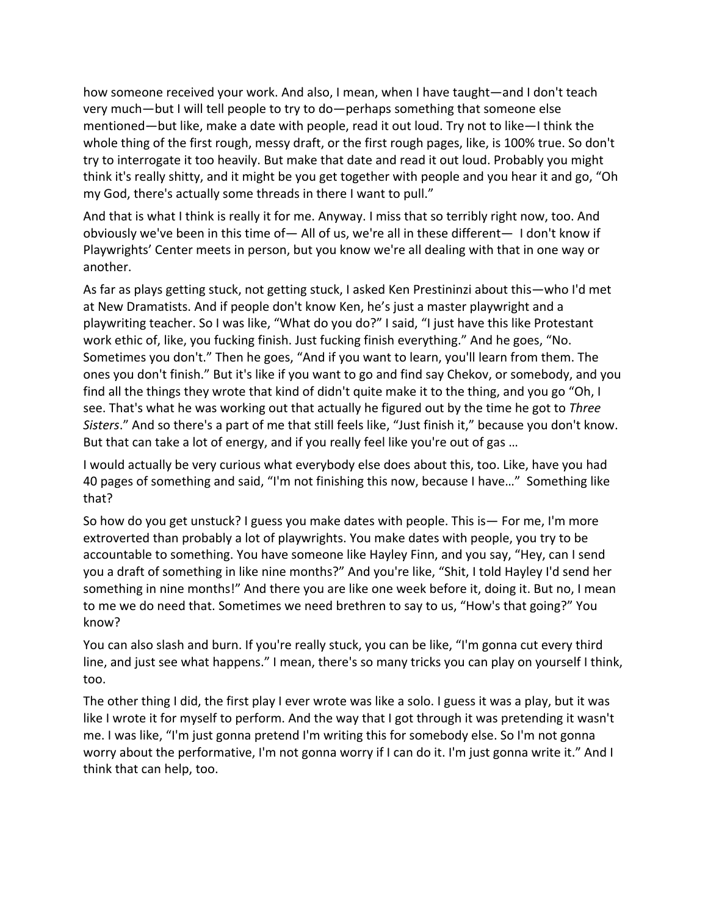how someone received your work. And also, I mean, when I have taught—and I don't teach very much—but I will tell people to try to do—perhaps something that someone else mentioned—but like, make a date with people, read it out loud. Try not to like—I think the whole thing of the first rough, messy draft, or the first rough pages, like, is 100% true. So don't try to interrogate it too heavily. But make that date and read it out loud. Probably you might think it's really shitty, and it might be you get together with people and you hear it and go, "Oh my God, there's actually some threads in there I want to pull."

And that is what I think is really it for me. Anyway. I miss that so terribly right now, too. And obviously we've been in this time of— All of us, we're all in these different— I don't know if Playwrights' Center meets in person, but you know we're all dealing with that in one way or another.

As far as plays getting stuck, not getting stuck, I asked Ken Prestininzi about this—who I'd met at New Dramatists. And if people don't know Ken, he's just a master playwright and a playwriting teacher. So I was like, "What do you do?" I said, "I just have this like Protestant work ethic of, like, you fucking finish. Just fucking finish everything." And he goes, "No. Sometimes you don't." Then he goes, "And if you want to learn, you'll learn from them. The ones you don't finish." But it's like if you want to go and find say Chekov, or somebody, and you find all the things they wrote that kind of didn't quite make it to the thing, and you go "Oh, I see. That's what he was working out that actually he figured out by the time he got to *Three Sisters*." And so there's a part of me that still feels like, "Just finish it," because you don't know. But that can take a lot of energy, and if you really feel like you're out of gas …

I would actually be very curious what everybody else does about this, too. Like, have you had 40 pages of something and said, "I'm not finishing this now, because I have…" Something like that?

So how do you get unstuck? I guess you make dates with people. This is— For me, I'm more extroverted than probably a lot of playwrights. You make dates with people, you try to be accountable to something. You have someone like Hayley Finn, and you say, "Hey, can I send you a draft of something in like nine months?" And you're like, "Shit, I told Hayley I'd send her something in nine months!" And there you are like one week before it, doing it. But no, I mean to me we do need that. Sometimes we need brethren to say to us, "How's that going?" You know?

You can also slash and burn. If you're really stuck, you can be like, "I'm gonna cut every third line, and just see what happens." I mean, there's so many tricks you can play on yourself I think, too.

The other thing I did, the first play I ever wrote was like a solo. I guess it was a play, but it was like I wrote it for myself to perform. And the way that I got through it was pretending it wasn't me. I was like, "I'm just gonna pretend I'm writing this for somebody else. So I'm not gonna worry about the performative, I'm not gonna worry if I can do it. I'm just gonna write it." And I think that can help, too.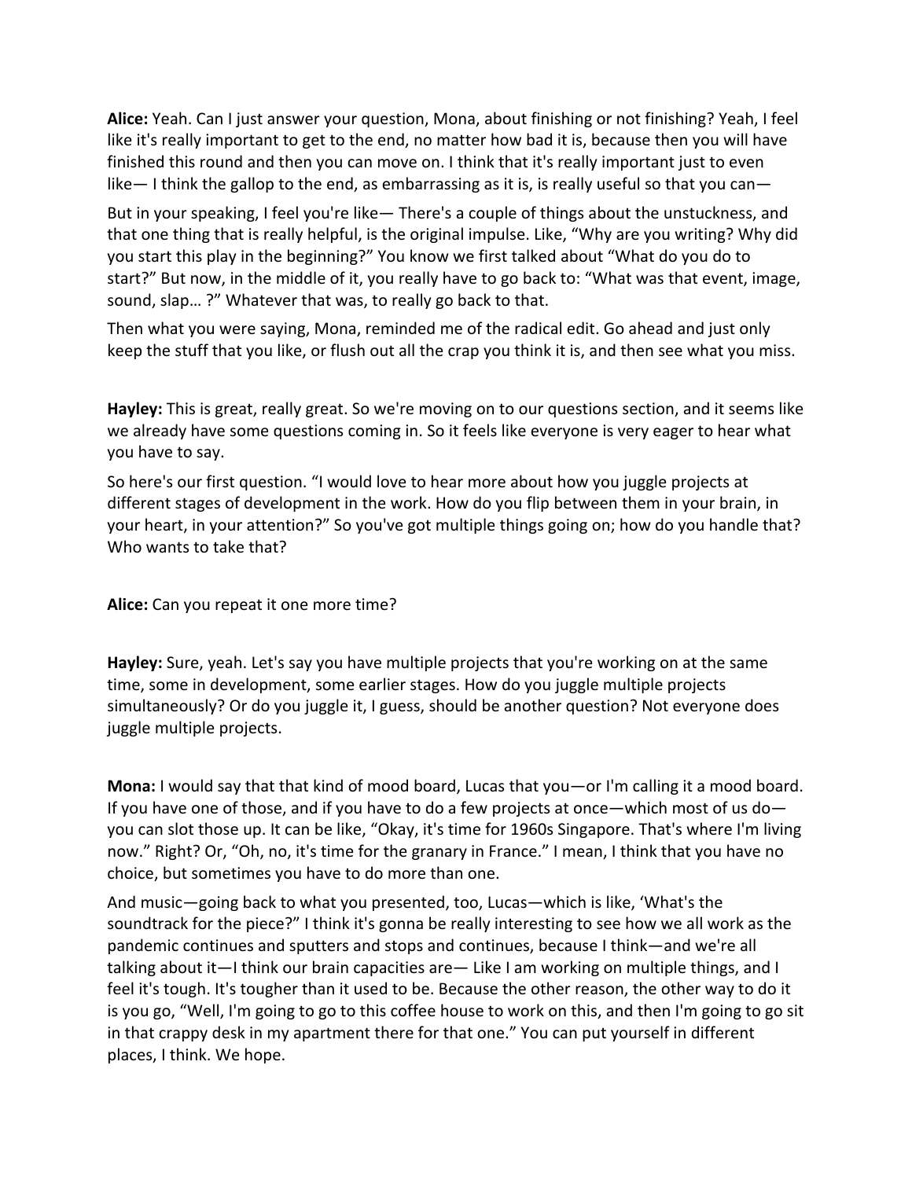**Alice:** Yeah. Can I just answer your question, Mona, about finishing or not finishing? Yeah, I feel like it's really important to get to the end, no matter how bad it is, because then you will have finished this round and then you can move on. I think that it's really important just to even like— I think the gallop to the end, as embarrassing as it is, is really useful so that you can—

But in your speaking, I feel you're like— There's a couple of things about the unstuckness, and that one thing that is really helpful, is the original impulse. Like, "Why are you writing? Why did you start this play in the beginning?" You know we first talked about "What do you do to start?" But now, in the middle of it, you really have to go back to: "What was that event, image, sound, slap… ?" Whatever that was, to really go back to that.

Then what you were saying, Mona, reminded me of the radical edit. Go ahead and just only keep the stuff that you like, or flush out all the crap you think it is, and then see what you miss.

**Hayley:** This is great, really great. So we're moving on to our questions section, and it seems like we already have some questions coming in. So it feels like everyone is very eager to hear what you have to say.

So here's our first question. "I would love to hear more about how you juggle projects at different stages of development in the work. How do you flip between them in your brain, in your heart, in your attention?" So you've got multiple things going on; how do you handle that? Who wants to take that?

**Alice:** Can you repeat it one more time?

**Hayley:** Sure, yeah. Let's say you have multiple projects that you're working on at the same time, some in development, some earlier stages. How do you juggle multiple projects simultaneously? Or do you juggle it, I guess, should be another question? Not everyone does juggle multiple projects.

**Mona:** I would say that that kind of mood board, Lucas that you—or I'm calling it a mood board. If you have one of those, and if you have to do a few projects at once—which most of us do—you can slot those up. It can be like, "Okay, it's time for 1960s Singapore. That's where I'm living now." Right? Or, "Oh, no, it's time for the granary in France." I mean, I think that you have no choice, but sometimes you have to do more than one.

And music—going back to what you presented, too, Lucas—which is like, 'What's the soundtrack for the piece?" I think it's gonna be really interesting to see how we all work as the pandemic continues and sputters and stops and continues, because I think—and we're all talking about it—I think our brain capacities are— Like I am working on multiple things, and I feel it's tough. It's tougher than it used to be. Because the other reason, the other way to do it is you go, "Well, I'm going to go to this coffee house to work on this, and then I'm going to go sit in that crappy desk in my apartment there for that one." You can put yourself in different places, I think. We hope.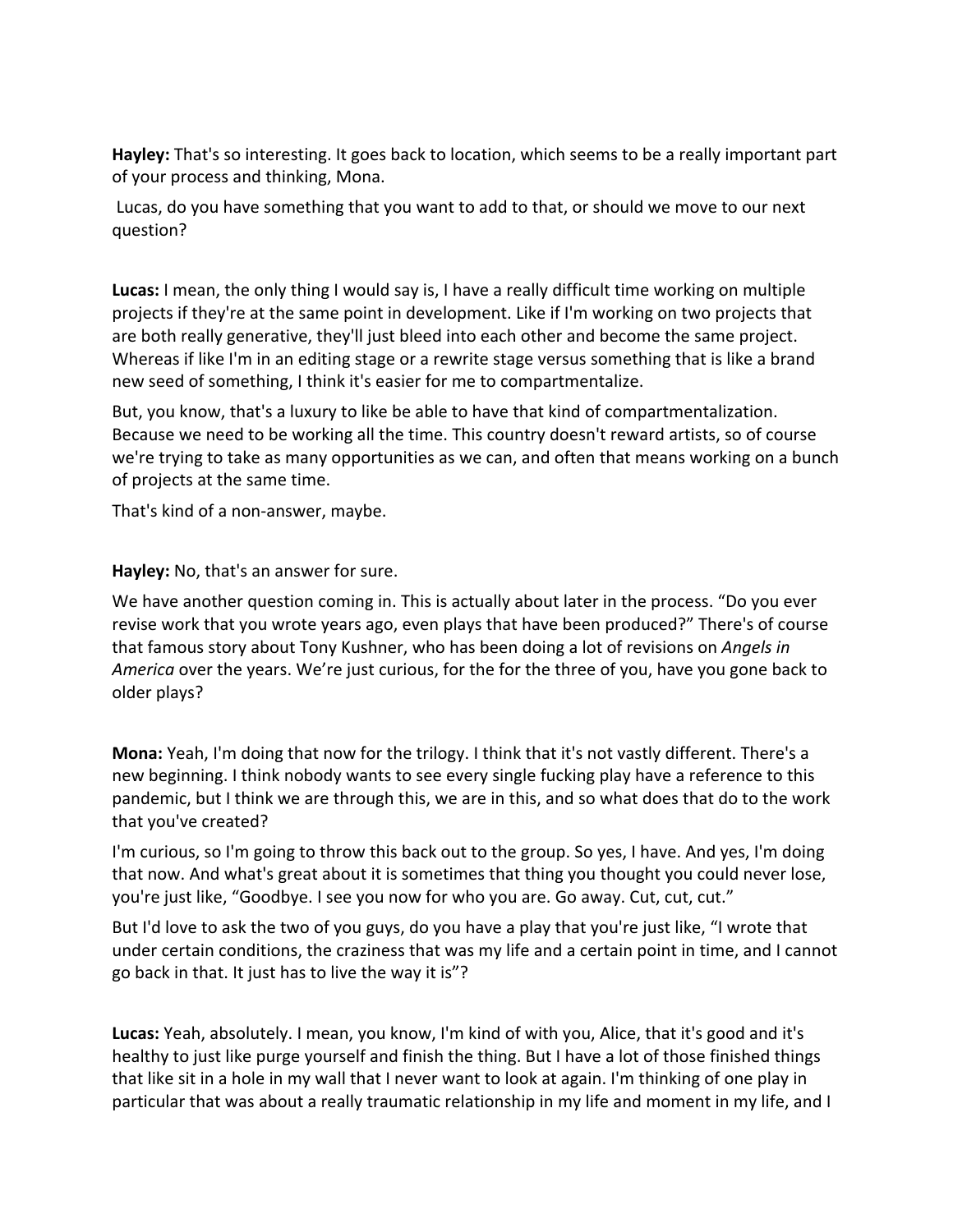**Hayley:** That's so interesting. It goes back to location, which seems to be a really important part of your process and thinking, Mona.

Lucas, do you have something that you want to add to that, or should we move to our next question?

**Lucas:** I mean, the only thing I would say is, I have a really difficult time working on multiple projects if they're at the same point in development. Like if I'm working on two projects that are both really generative, they'll just bleed into each other and become the same project. Whereas if like I'm in an editing stage or a rewrite stage versus something that is like a brand new seed of something, I think it's easier for me to compartmentalize.

But, you know, that's a luxury to like be able to have that kind of compartmentalization. Because we need to be working all the time. This country doesn't reward artists, so of course we're trying to take as many opportunities as we can, and often that means working on a bunch of projects at the same time.

That's kind of a non-answer, maybe.

**Hayley:** No, that's an answer for sure.

We have another question coming in. This is actually about later in the process. "Do you ever revise work that you wrote years ago, even plays that have been produced?" There's of course that famous story about Tony Kushner, who has been doing a lot of revisions on *Angels in America* over the years. We're just curious, for the for the three of you, have you gone back to older plays?

**Mona:** Yeah, I'm doing that now for the trilogy. I think that it's not vastly different. There's a new beginning. I think nobody wants to see every single fucking play have a reference to this pandemic, but I think we are through this, we are in this, and so what does that do to the work that you've created?

I'm curious, so I'm going to throw this back out to the group. So yes, I have. And yes, I'm doing that now. And what's great about it is sometimes that thing you thought you could never lose, you're just like, "Goodbye. I see you now for who you are. Go away. Cut, cut, cut."

But I'd love to ask the two of you guys, do you have a play that you're just like, "I wrote that under certain conditions, the craziness that was my life and a certain point in time, and I cannot go back in that. It just has to live the way it is"?

**Lucas:** Yeah, absolutely. I mean, you know, I'm kind of with you, Alice, that it's good and it's healthy to just like purge yourself and finish the thing. But I have a lot of those finished things that like sit in a hole in my wall that I never want to look at again. I'm thinking of one play in particular that was about a really traumatic relationship in my life and moment in my life, and I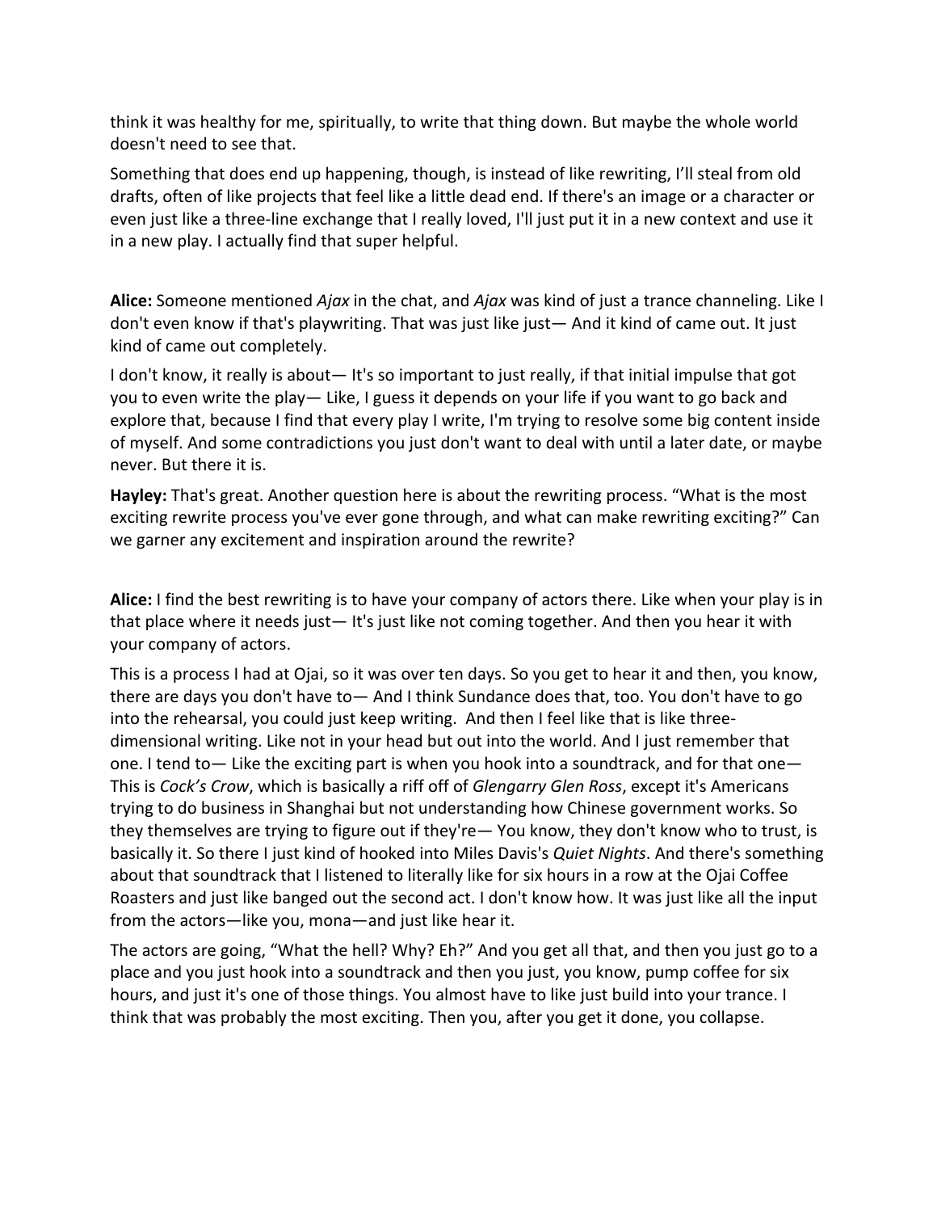think it was healthy for me, spiritually, to write that thing down. But maybe the whole world doesn't need to see that.

Something that does end up happening, though, is instead of like rewriting, I'll steal from old drafts, often of like projects that feel like a little dead end. If there's an image or a character or even just like a three-line exchange that I really loved, I'll just put it in a new context and use it in a new play. I actually find that super helpful.

**Alice:** Someone mentioned *Ajax* in the chat, and *Ajax* was kind of just a trance channeling. Like I don't even know if that's playwriting. That was just like just— And it kind of came out. It just kind of came out completely.

I don't know, it really is about— It's so important to just really, if that initial impulse that got you to even write the play— Like, I guess it depends on your life if you want to go back and explore that, because I find that every play I write, I'm trying to resolve some big content inside of myself. And some contradictions you just don't want to deal with until a later date, or maybe never. But there it is.

**Hayley:** That's great. Another question here is about the rewriting process. "What is the most exciting rewrite process you've ever gone through, and what can make rewriting exciting?" Can we garner any excitement and inspiration around the rewrite?

**Alice:** I find the best rewriting is to have your company of actors there. Like when your play is in that place where it needs just— It's just like not coming together. And then you hear it with your company of actors.

This is a process I had at Ojai, so it was over ten days. So you get to hear it and then, you know, there are days you don't have to— And I think Sundance does that, too. You don't have to go into the rehearsal, you could just keep writing. And then I feel like that is like three-dimensional writing. Like not in your head but out into the world. And I just remember that one. I tend to— Like the exciting part is when you hook into a soundtrack, and for that one— This is *Cock's Crow*, which is basically a riff off of *Glengarry Glen Ross*, except it's Americans trying to do business in Shanghai but not understanding how Chinese government works. So they themselves are trying to figure out if they're— You know, they don't know who to trust, is basically it. So there I just kind of hooked into Miles Davis's *Quiet Nights*. And there's something about that soundtrack that I listened to literally like for six hours in a row at the Ojai Coffee Roasters and just like banged out the second act. I don't know how. It was just like all the input from the actors—like you, mona—and just like hear it.

The actors are going, "What the hell? Why? Eh?" And you get all that, and then you just go to a place and you just hook into a soundtrack and then you just, you know, pump coffee for six hours, and just it's one of those things. You almost have to like just build into your trance. I think that was probably the most exciting. Then you, after you get it done, you collapse.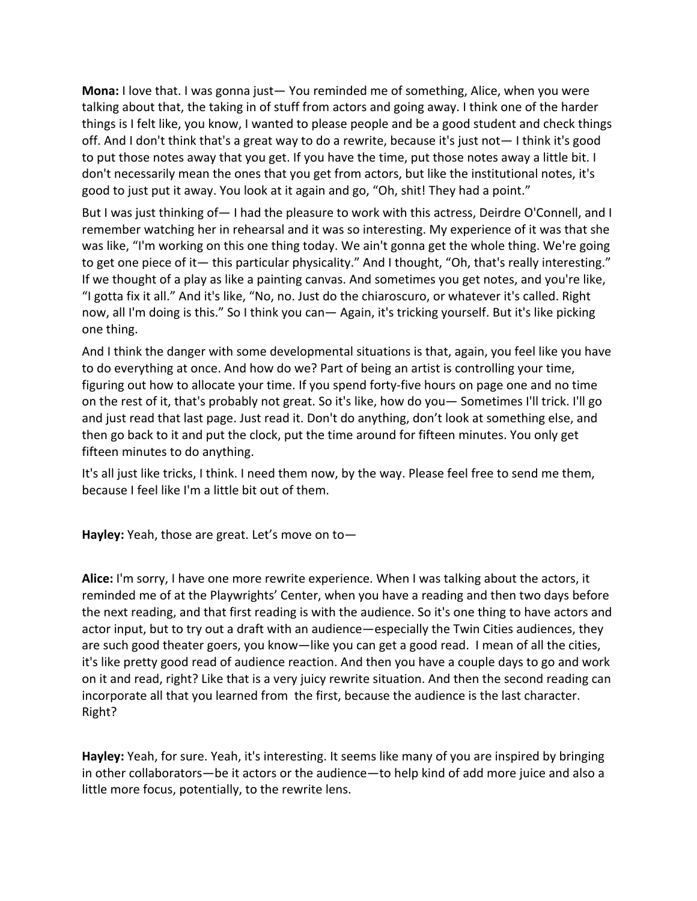**Mona:** I love that. I was gonna just— You reminded me of something, Alice, when you were talking about that, the taking in of stuff from actors and going away. I think one of the harder things is I felt like, you know, I wanted to please people and be a good student and check things off. And I don't think that's a great way to do a rewrite, because it's just not— I think it's good to put those notes away that you get. If you have the time, put those notes away a little bit. I don't necessarily mean the ones that you get from actors, but like the institutional notes, it's good to just put it away. You look at it again and go, "Oh, shit! They had a point."

But I was just thinking of— I had the pleasure to work with this actress, Deirdre O'Connell, and I remember watching her in rehearsal and it was so interesting. My experience of it was that she was like, "I'm working on this one thing today. We ain't gonna get the whole thing. We're going to get one piece of it— this particular physicality." And I thought, "Oh, that's really interesting." If we thought of a play as like a painting canvas. And sometimes you get notes, and you're like, "I gotta fix it all." And it's like, "No, no. Just do the chiaroscuro, or whatever it's called. Right now, all I'm doing is this." So I think you can— Again, it's tricking yourself. But it's like picking one thing.

And I think the danger with some developmental situations is that, again, you feel like you have to do everything at once. And how do we? Part of being an artist is controlling your time, figuring out how to allocate your time. If you spend forty-five hours on page one and no time on the rest of it, that's probably not great. So it's like, how do you— Sometimes I'll trick. I'll go and just read that last page. Just read it. Don't do anything, don't look at something else, and then go back to it and put the clock, put the time around for fifteen minutes. You only get fifteen minutes to do anything.

It's all just like tricks, I think. I need them now, by the way. Please feel free to send me them, because I feel like I'm a little bit out of them.

**Hayley:** Yeah, those are great. Let's move on to—

**Alice:** I'm sorry, I have one more rewrite experience. When I was talking about the actors, it reminded me of at the Playwrights' Center, when you have a reading and then two days before the next reading, and that first reading is with the audience. So it's one thing to have actors and actor input, but to try out a draft with an audience—especially the Twin Cities audiences, they are such good theater goers, you know—like you can get a good read. I mean of all the cities, it's like pretty good read of audience reaction. And then you have a couple days to go and work on it and read, right? Like that is a very juicy rewrite situation. And then the second reading can incorporate all that you learned from the first, because the audience is the last character. Right?

**Hayley:** Yeah, for sure. Yeah, it's interesting. It seems like many of you are inspired by bringing in other collaborators—be it actors or the audience—to help kind of add more juice and also a little more focus, potentially, to the rewrite lens.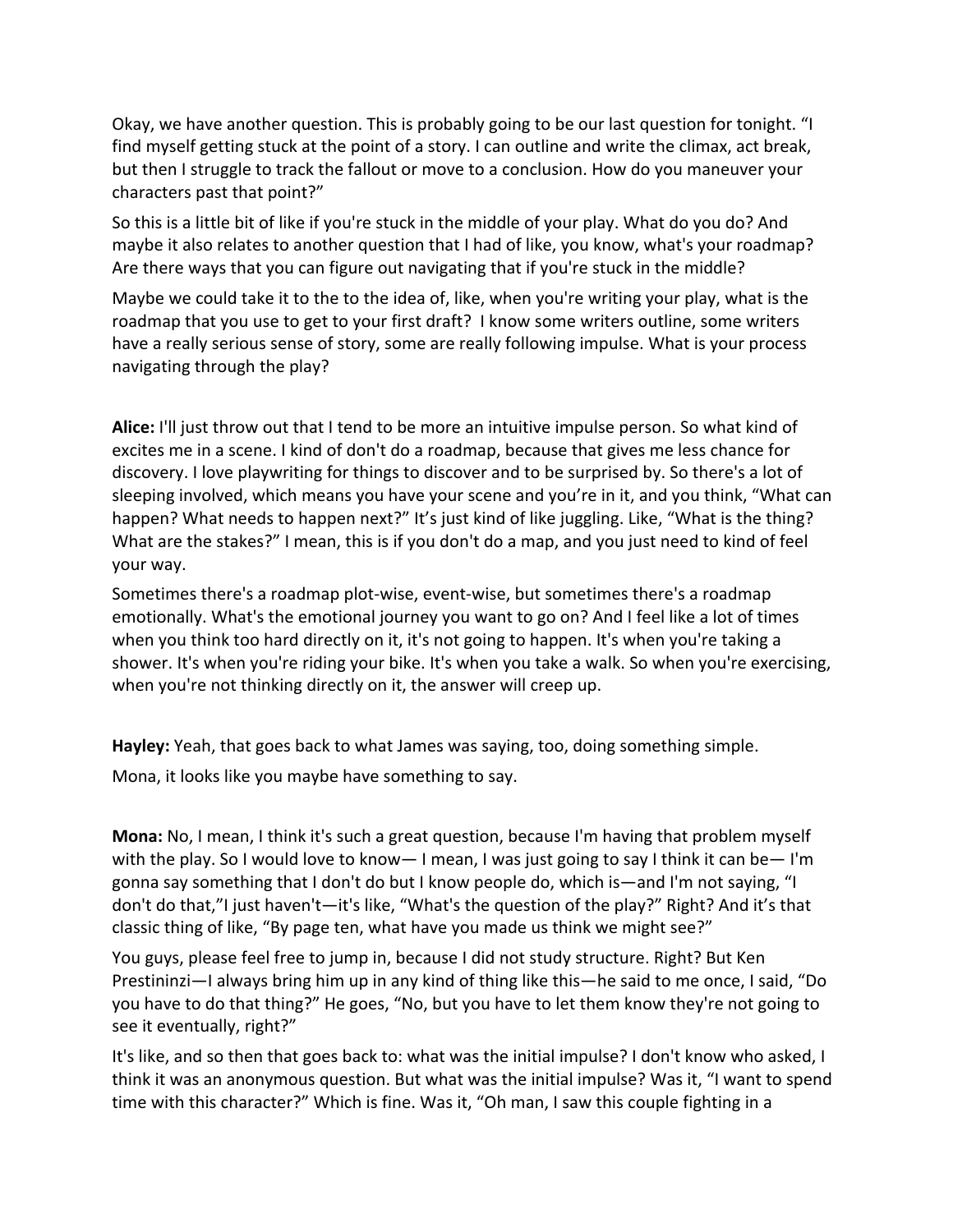Okay, we have another question. This is probably going to be our last question for tonight. “I find myself getting stuck at the point of a story. I can outline and write the climax, act break, but then I struggle to track the fallout or move to a conclusion. How do you maneuver your characters past that point?”

So this is a little bit of like if you're stuck in the middle of your play. What do you do? And maybe it also relates to another question that I had of like, you know, what's your roadmap? Are there ways that you can figure out navigating that if you're stuck in the middle?

Maybe we could take it to the to the idea of, like, when you're writing your play, what is the roadmap that you use to get to your first draft? I know some writers outline, some writers have a really serious sense of story, some are really following impulse. What is your process navigating through the play?

**Alice:** I'll just throw out that I tend to be more an intuitive impulse person. So what kind of excites me in a scene. I kind of don't do a roadmap, because that gives me less chance for discovery. I love playwriting for things to discover and to be surprised by. So there's a lot of sleeping involved, which means you have your scene and you're in it, and you think, “What can happen? What needs to happen next?” It's just kind of like juggling. Like, “What is the thing? What are the stakes?” I mean, this is if you don't do a map, and you just need to kind of feel your way.

Sometimes there's a roadmap plot-wise, event-wise, but sometimes there's a roadmap emotionally. What's the emotional journey you want to go on? And I feel like a lot of times when you think too hard directly on it, it's not going to happen. It's when you're taking a shower. It's when you're riding your bike. It's when you take a walk. So when you're exercising, when you're not thinking directly on it, the answer will creep up.

**Hayley:** Yeah, that goes back to what James was saying, too, doing something simple.

Mona, it looks like you maybe have something to say.

**Mona:** No, I mean, I think it's such a great question, because I'm having that problem myself with the play. So I would love to know— I mean, I was just going to say I think it can be— I'm gonna say something that I don't do but I know people do, which is—and I'm not saying, “I don't do that,”I just haven't—it's like, “What's the question of the play?” Right? And it's that classic thing of like, “By page ten, what have you made us think we might see?”

You guys, please feel free to jump in, because I did not study structure. Right? But Ken Prestininzi—I always bring him up in any kind of thing like this—he said to me once, I said, “Do you have to do that thing?” He goes, “No, but you have to let them know they're not going to see it eventually, right?”

It's like, and so then that goes back to: what was the initial impulse? I don't know who asked, I think it was an anonymous question. But what was the initial impulse? Was it, “I want to spend time with this character?” Which is fine. Was it, “Oh man, I saw this couple fighting in a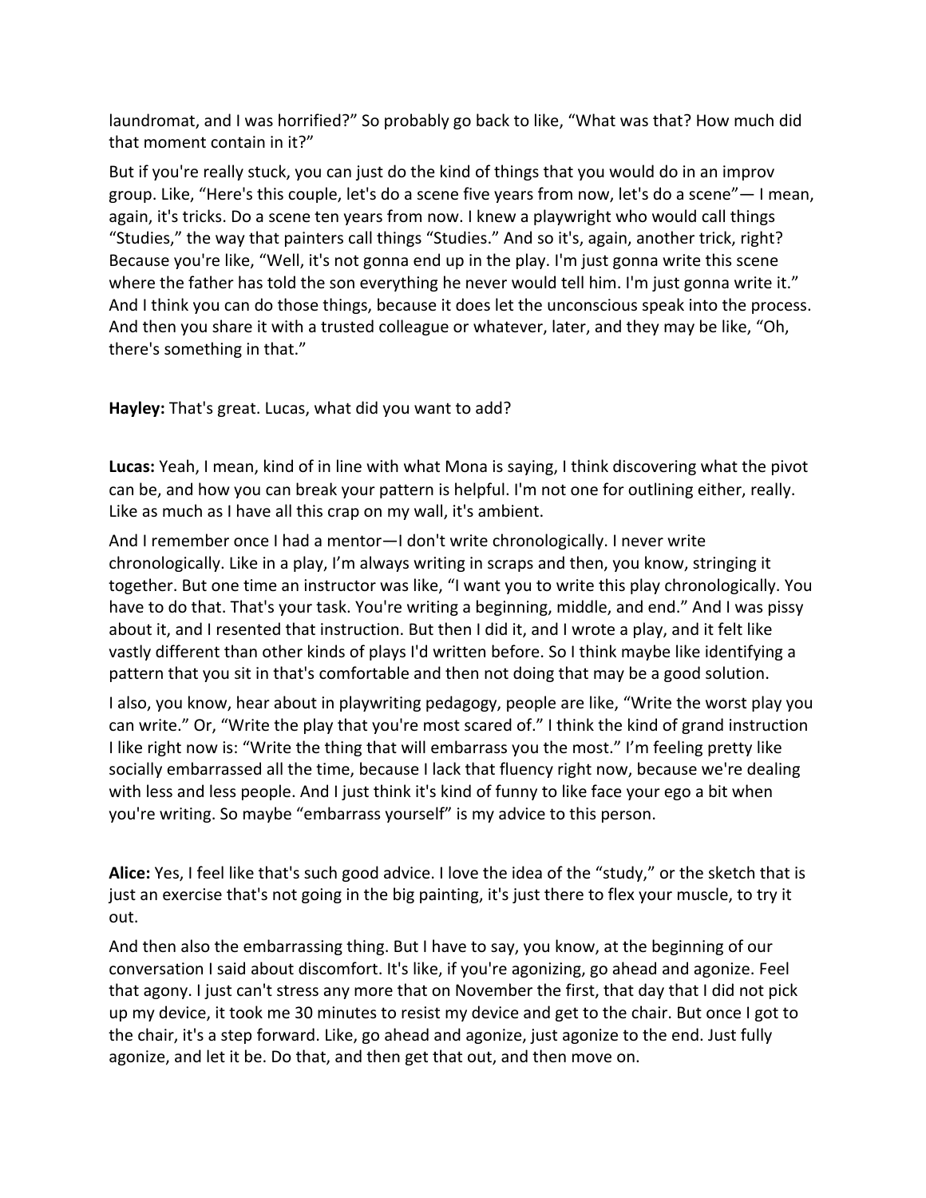laundromat, and I was horrified?" So probably go back to like, "What was that? How much did that moment contain in it?"

But if you're really stuck, you can just do the kind of things that you would do in an improv group. Like, "Here's this couple, let's do a scene five years from now, let's do a scene"— I mean, again, it's tricks. Do a scene ten years from now. I knew a playwright who would call things "Studies," the way that painters call things "Studies." And so it's, again, another trick, right? Because you're like, "Well, it's not gonna end up in the play. I'm just gonna write this scene where the father has told the son everything he never would tell him. I'm just gonna write it." And I think you can do those things, because it does let the unconscious speak into the process. And then you share it with a trusted colleague or whatever, later, and they may be like, "Oh, there's something in that."

**Hayley:** That's great. Lucas, what did you want to add?

**Lucas:** Yeah, I mean, kind of in line with what Mona is saying, I think discovering what the pivot can be, and how you can break your pattern is helpful. I'm not one for outlining either, really. Like as much as I have all this crap on my wall, it's ambient.

And I remember once I had a mentor—I don't write chronologically. I never write chronologically. Like in a play, I'm always writing in scraps and then, you know, stringing it together. But one time an instructor was like, "I want you to write this play chronologically. You have to do that. That's your task. You're writing a beginning, middle, and end." And I was pissy about it, and I resented that instruction. But then I did it, and I wrote a play, and it felt like vastly different than other kinds of plays I'd written before. So I think maybe like identifying a pattern that you sit in that's comfortable and then not doing that may be a good solution.

I also, you know, hear about in playwriting pedagogy, people are like, "Write the worst play you can write." Or, "Write the play that you're most scared of." I think the kind of grand instruction I like right now is: "Write the thing that will embarrass you the most." I'm feeling pretty like socially embarrassed all the time, because I lack that fluency right now, because we're dealing with less and less people. And I just think it's kind of funny to like face your ego a bit when you're writing. So maybe "embarrass yourself" is my advice to this person.

**Alice:** Yes, I feel like that's such good advice. I love the idea of the "study," or the sketch that is just an exercise that's not going in the big painting, it's just there to flex your muscle, to try it out.

And then also the embarrassing thing. But I have to say, you know, at the beginning of our conversation I said about discomfort. It's like, if you're agonizing, go ahead and agonize. Feel that agony. I just can't stress any more that on November the first, that day that I did not pick up my device, it took me 30 minutes to resist my device and get to the chair. But once I got to the chair, it's a step forward. Like, go ahead and agonize, just agonize to the end. Just fully agonize, and let it be. Do that, and then get that out, and then move on.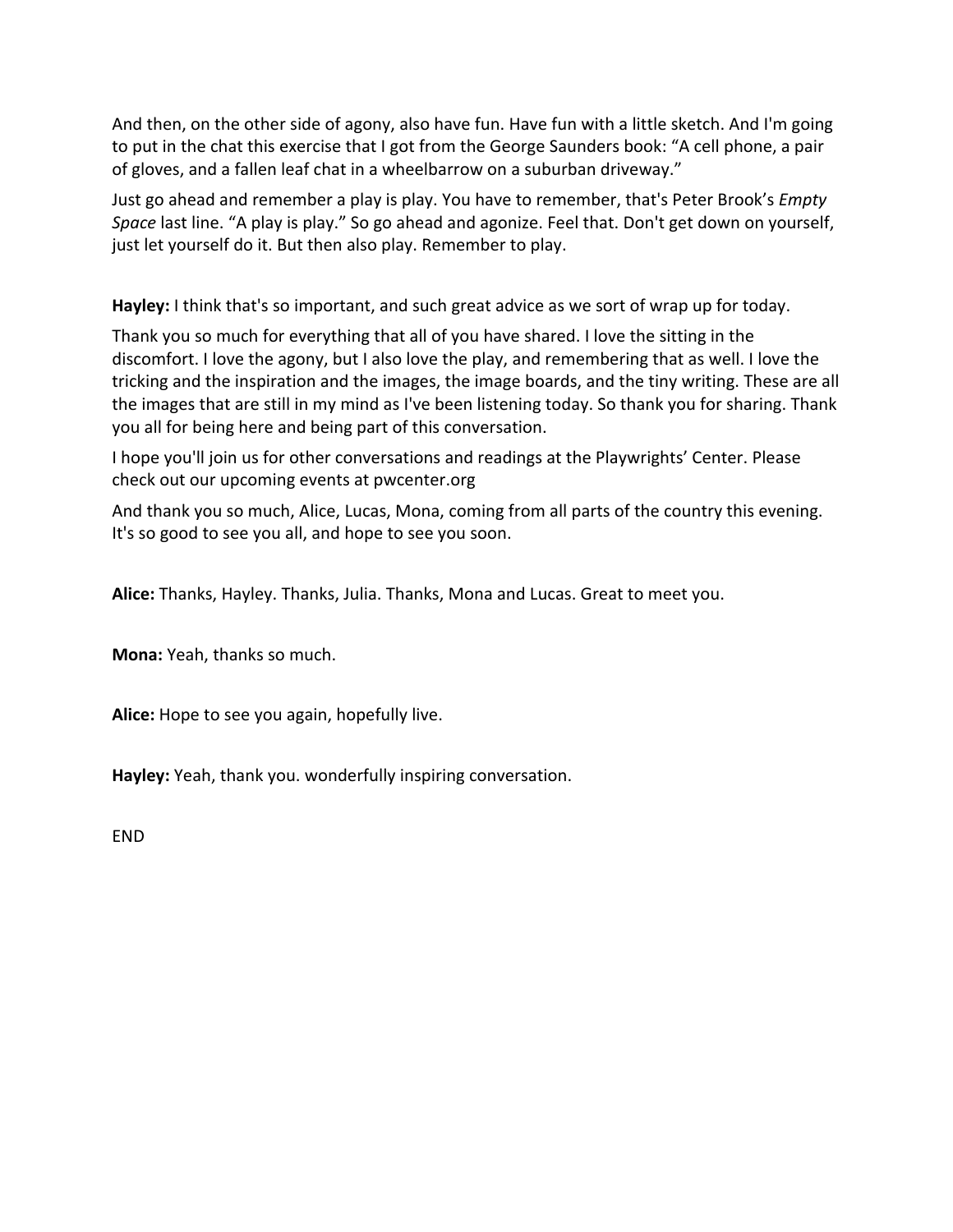And then, on the other side of agony, also have fun. Have fun with a little sketch. And I'm going to put in the chat this exercise that I got from the George Saunders book: “A cell phone, a pair of gloves, and a fallen leaf chat in a wheelbarrow on a suburban driveway.”

Just go ahead and remember a play is play. You have to remember, that's Peter Brook’s *Empty Space* last line. “A play is play.” So go ahead and agonize. Feel that. Don't get down on yourself, just let yourself do it. But then also play. Remember to play.

**Hayley:** I think that's so important, and such great advice as we sort of wrap up for today.

Thank you so much for everything that all of you have shared. I love the sitting in the discomfort. I love the agony, but I also love the play, and remembering that as well. I love the tricking and the inspiration and the images, the image boards, and the tiny writing. These are all the images that are still in my mind as I've been listening today. So thank you for sharing. Thank you all for being here and being part of this conversation.

I hope you'll join us for other conversations and readings at the Playwrights’ Center. Please check out our upcoming events at pwcenter.org

And thank you so much, Alice, Lucas, Mona, coming from all parts of the country this evening. It's so good to see you all, and hope to see you soon.

**Alice:** Thanks, Hayley. Thanks, Julia. Thanks, Mona and Lucas. Great to meet you.

**Mona:** Yeah, thanks so much.

**Alice:** Hope to see you again, hopefully live.

**Hayley:** Yeah, thank you. wonderfully inspiring conversation.

END